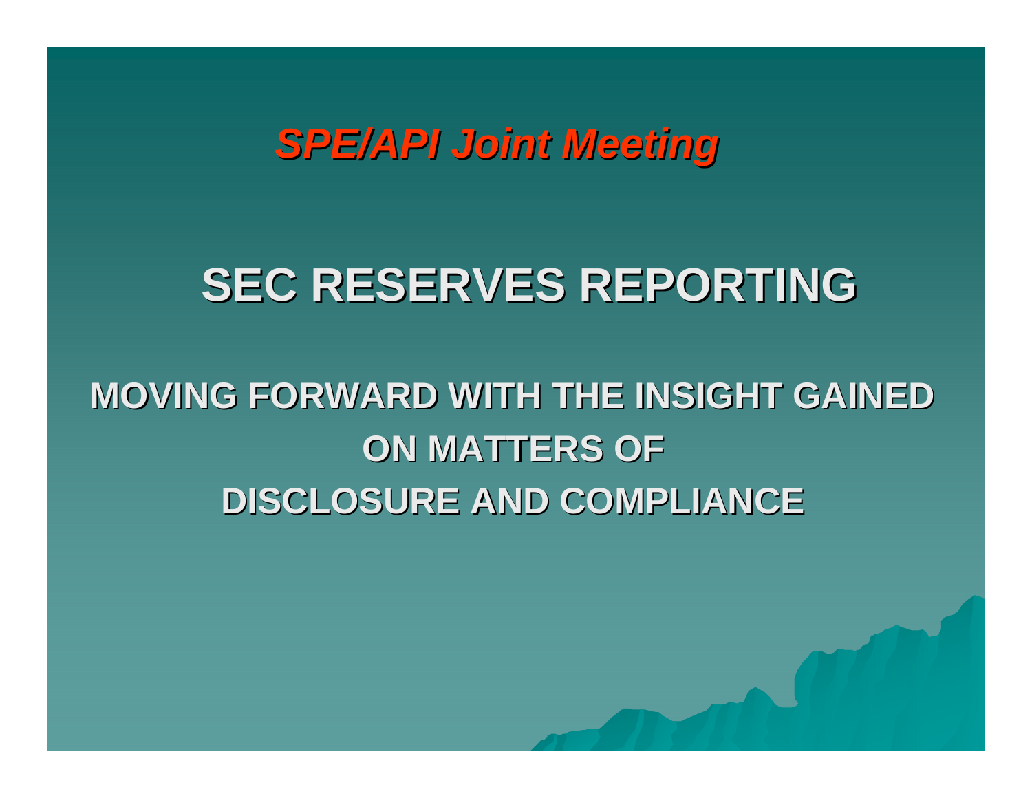***SPE/API Joint Meeting***

# SEC RESERVES REPORTING

## MOVING FORWARD WITH THE INSIGHT GAINED ON MATTERS OF DISCLOSURE AND COMPLIANCE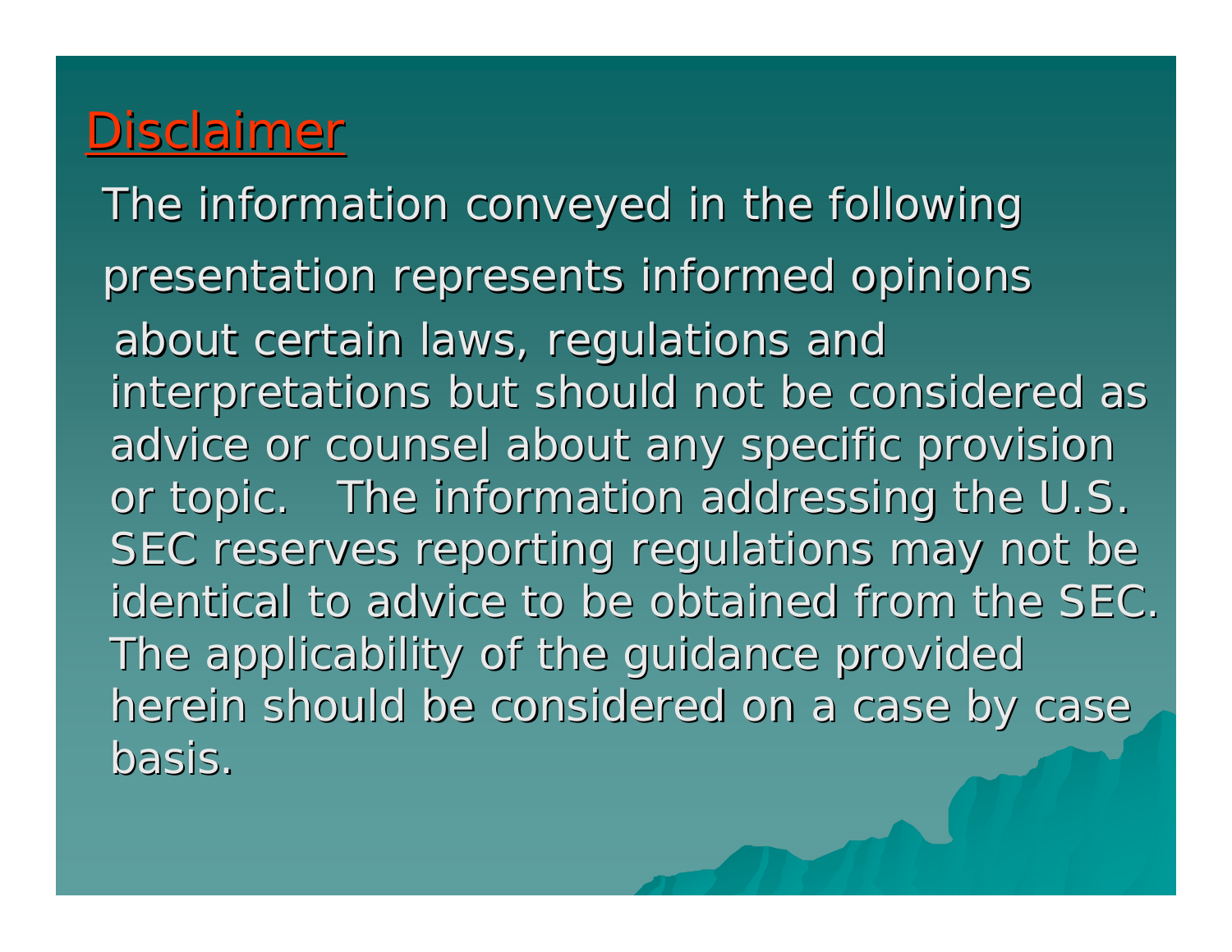## Disclaimer

The information conveyed in the following presentation represents informed opinions about certain laws, regulations and interpretations but should not be considered as advice or counsel about any specific provision or topic. The information addressing the U.S. SEC reserves reporting regulations may not be identical to advice to be obtained from the SEC. The applicability of the guidance provided herein should be considered on a case by case basis.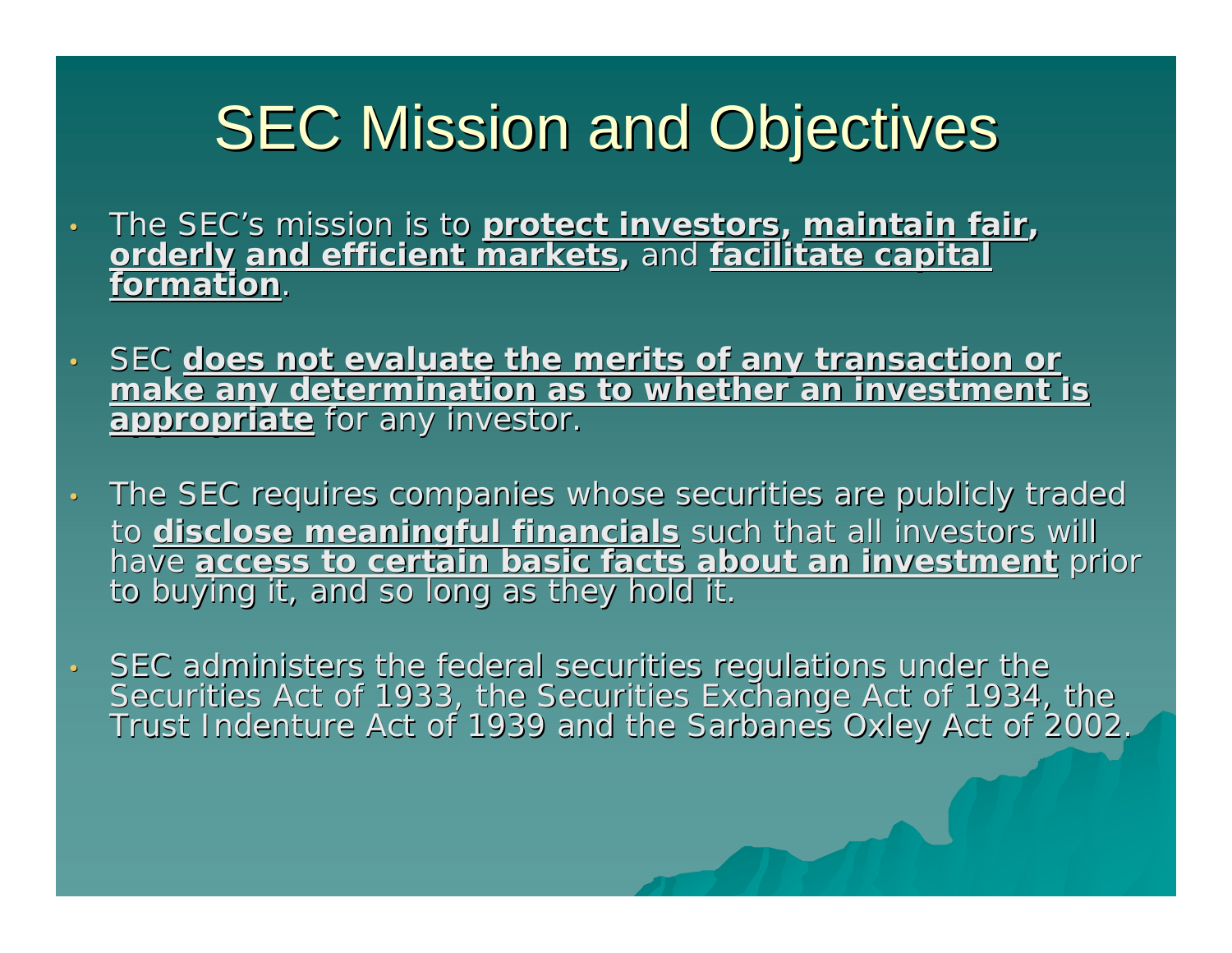# SEC Mission and Objectives

- The SEC's mission is to **protect investors**, **maintain fair, orderly and efficient markets,** and **facilitate capital formation**.
- SEC **does not evaluate the merits of any transaction or make any determination as to whether an investment is appropriate** for any investor.
- The SEC requires companies whose securities are publicly traded to **disclose meaningful financials** such that all investors will have **access to certain basic facts about an investment** prior to buying it, and so long as they hold it.
- SEC administers the federal securities regulations under the Securities Act of 1933, the Securities Exchange Act of 1934, the Trust Indenture Act of 1939 and the Sarbanes Oxley Act of 2002.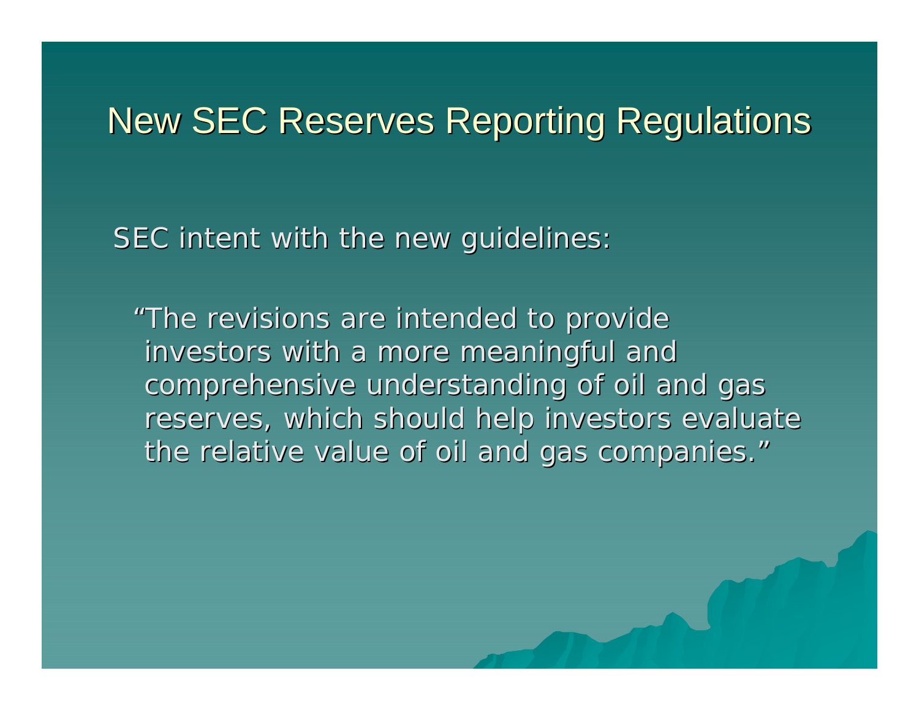# New SEC Reserves Reporting Regulations

SEC intent with the new guidelines:

> "The revisions are intended to provide investors with a more meaningful and comprehensive understanding of oil and gas reserves, which should help investors evaluate the relative value of oil and gas companies."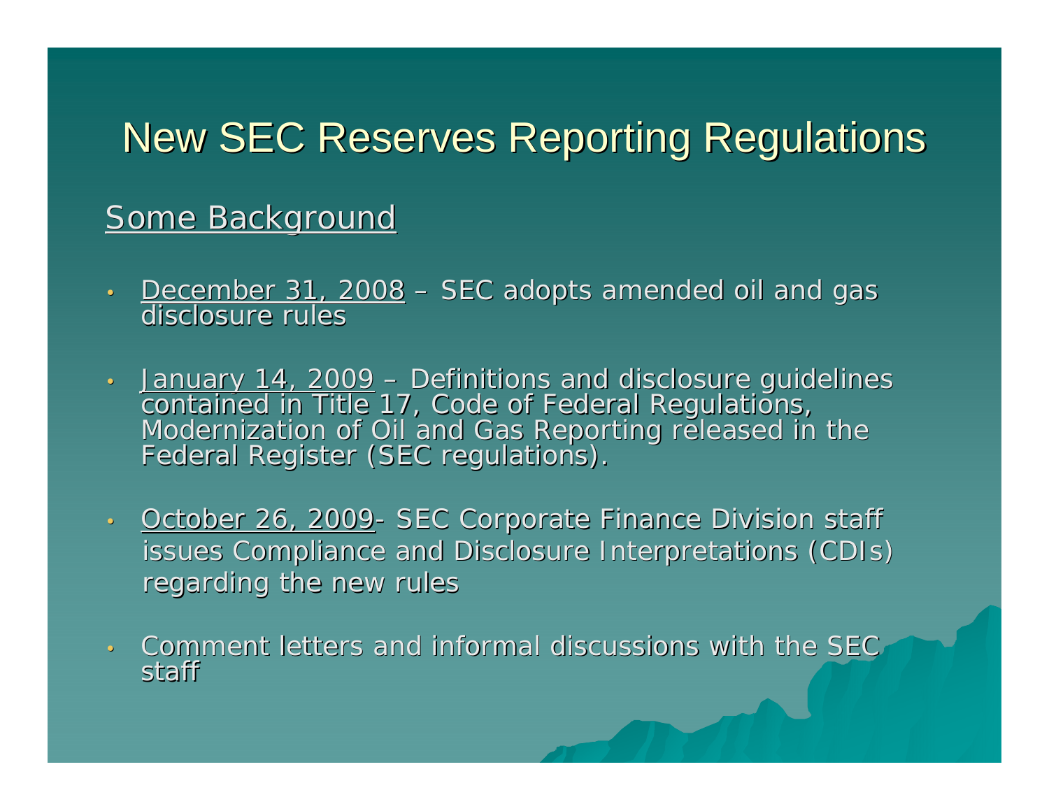# New SEC Reserves Reporting Regulations

## Some Background

- December 31, 2008 – SEC adopts amended oil and gas disclosure rules
- January 14, 2009 – Definitions and disclosure guidelines contained in Title 17, Code of Federal Regulations, Modernization of Oil and Gas Reporting released in the Federal Register (SEC regulations).
- October 26, 2009- SEC Corporate Finance Division staff issues Compliance and Disclosure Interpretations (CDIs) regarding the new rules
- Comment letters and informal discussions with the SEC staff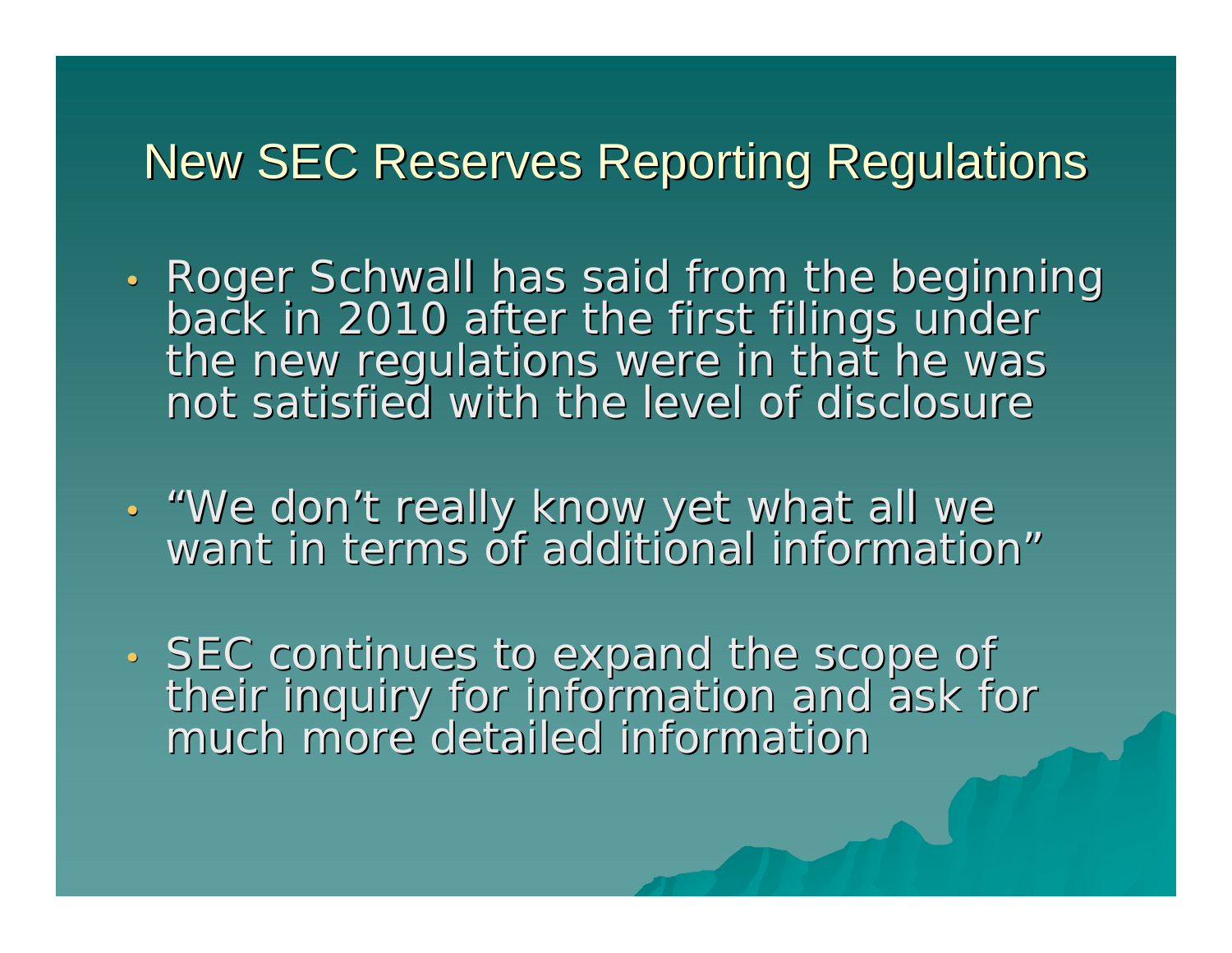## New SEC Reserves Reporting Regulations

- Roger Schwall has said from the beginning back in 2010 after the first filings under the new regulations were in that he was not satisfied with the level of disclosure
- "We don't really know yet what all we want in terms of additional information"
- SEC continues to expand the scope of their inquiry for information and ask for much more detailed information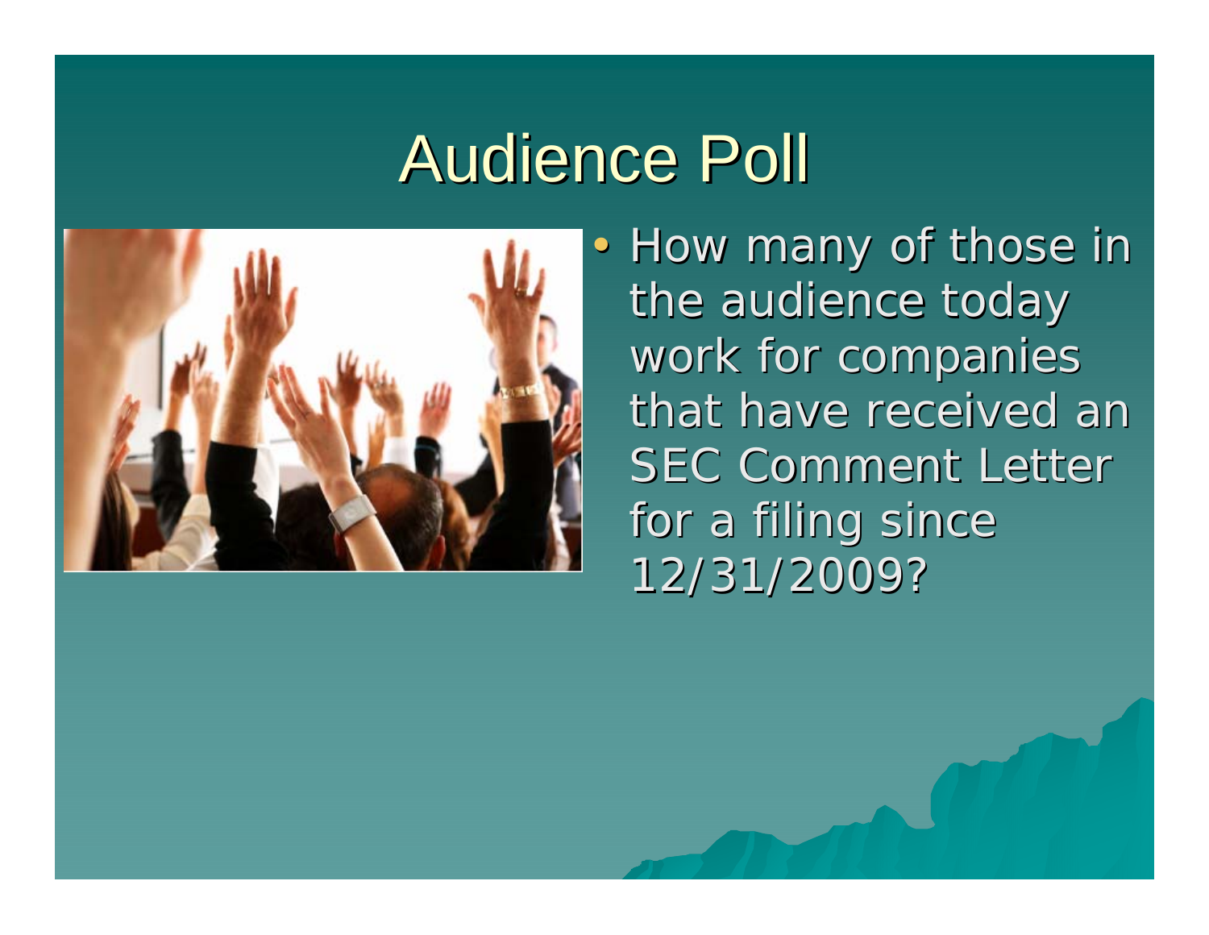# Audience Poll

- How many of those in the audience today work for companies that have received an SEC Comment Letter for a filing since 12/31/2009?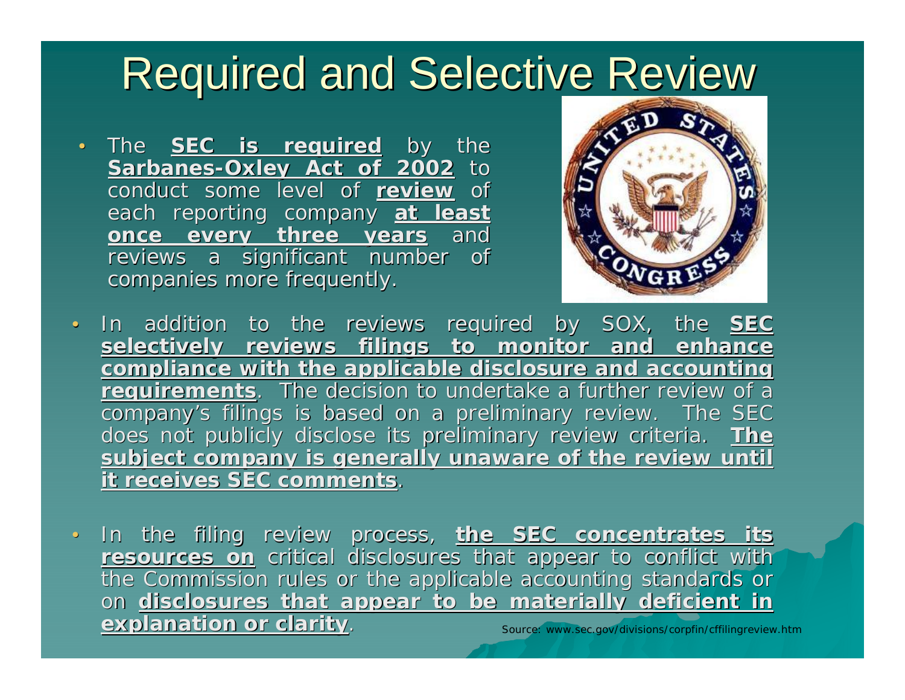# Required and Selective Review

- The **<u>SEC is required</u>** by the **<u>Sarbanes-Oxley Act of 2002</u>** to conduct some level of **<u>review</u>** of each reporting company **<u>at least once every three years</u>** and reviews a significant number of companies more frequently.

- In addition to the reviews required by SOX, the **<u>SEC selectively reviews filings to monitor and enhance compliance with the applicable disclosure and accounting requirements</u>**. The decision to undertake a further review of a company's filings is based on a preliminary review. The SEC does not publicly disclose its preliminary review criteria. **<u>The subject company is generally unaware of the review until it receives SEC comments</u>**.

- In the filing review process, **<u>the SEC concentrates its resources on</u>** critical disclosures that appear to conflict with the Commission rules or the applicable accounting standards or on **<u>disclosures that appear to be materially deficient in explanation or clarity</u>**.

Source: www.sec.gov/divisions/corpfin/cffilingreview.htm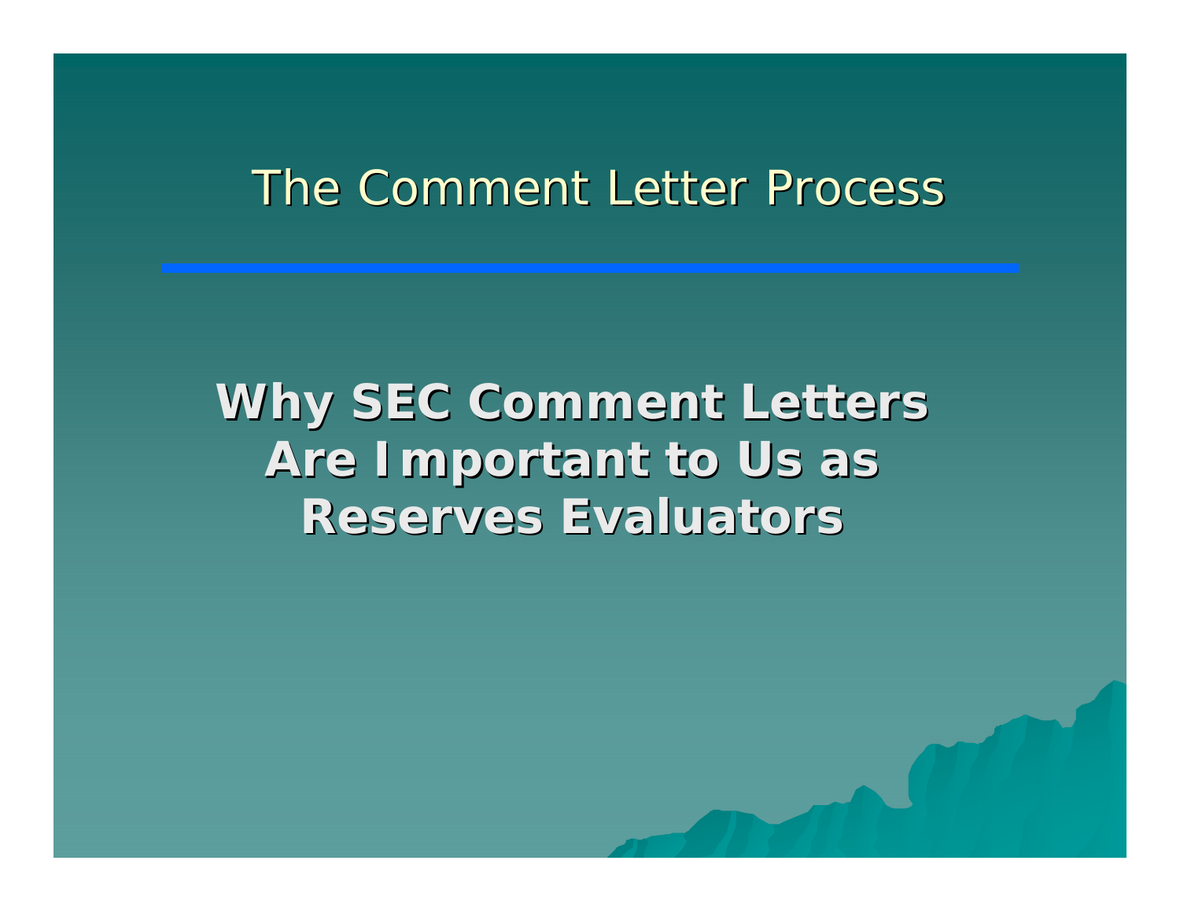# The Comment Letter Process

## Why SEC Comment Letters Are Important to Us as Reserves Evaluators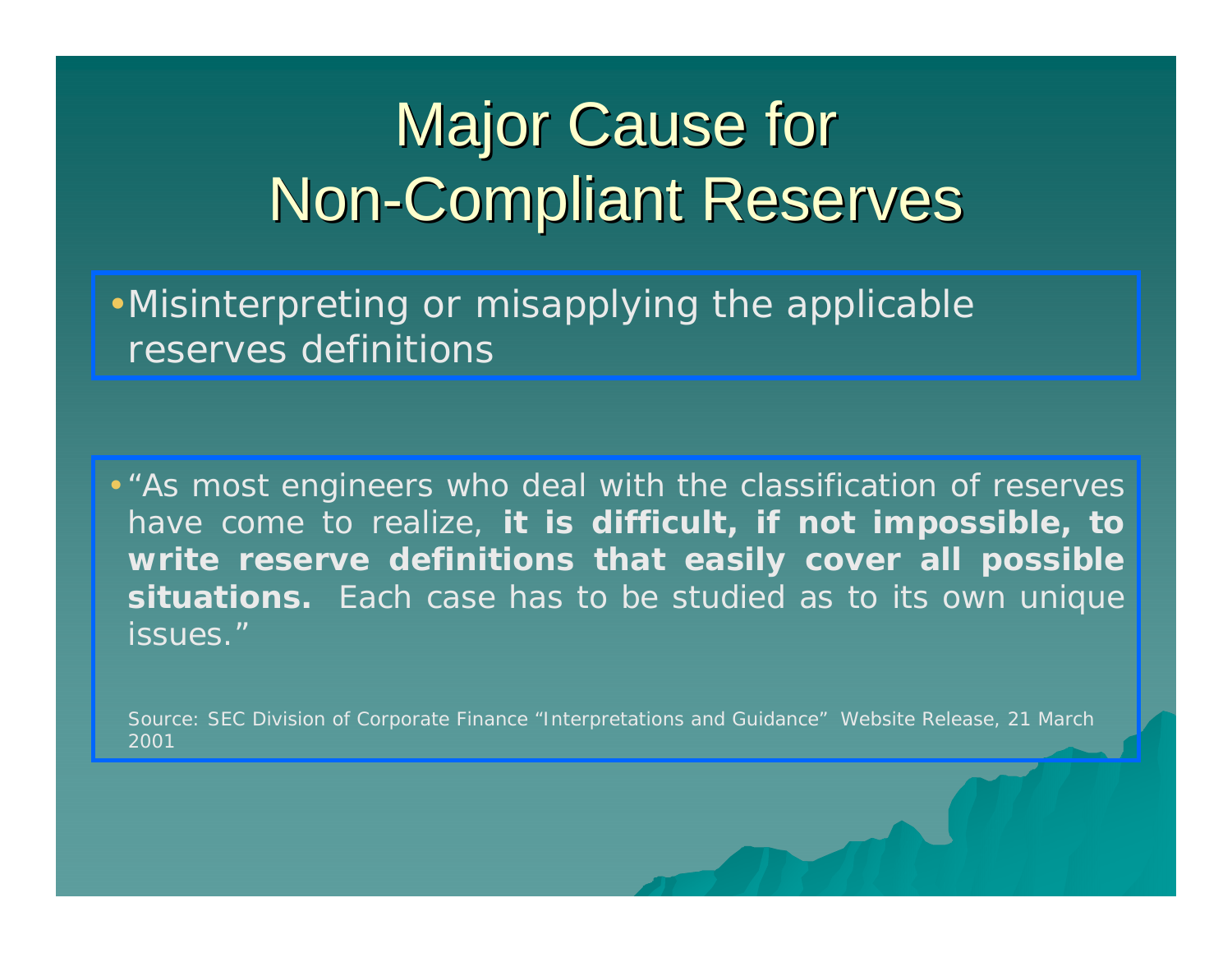# Major Cause for Non-Compliant Reserves

- Misinterpreting or misapplying the applicable reserves definitions

- "As most engineers who deal with the classification of reserves have come to realize, **it is difficult, if not impossible, to write reserve definitions that easily cover all possible situations.** Each case has to be studied as to its own unique issues."

Source: SEC Division of Corporate Finance "Interpretations and Guidance" Website Release, 21 March 2001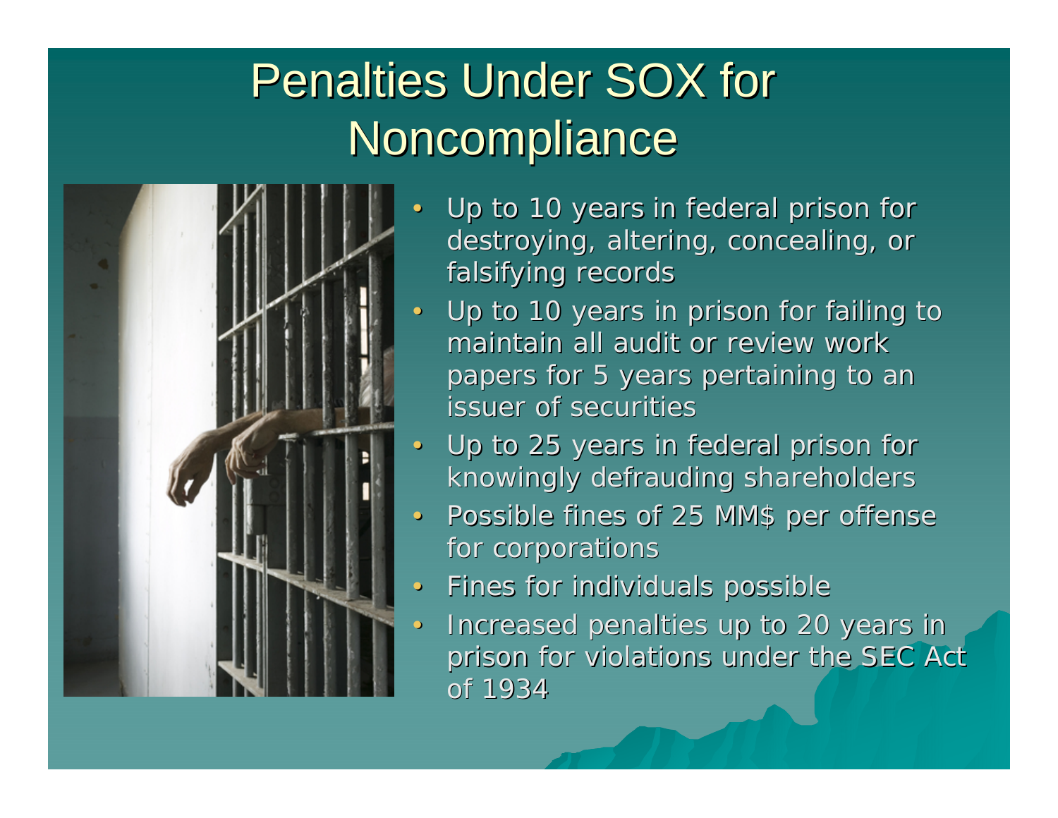# Penalties Under SOX for Noncompliance

- Up to 10 years in federal prison for destroying, altering, concealing, or falsifying records
- Up to 10 years in prison for failing to maintain all audit or review work papers for 5 years pertaining to an issuer of securities
- Up to 25 years in federal prison for knowingly defrauding shareholders
- Possible fines of 25 MM$ per offense for corporations
- Fines for individuals possible
- Increased penalties up to 20 years in prison for violations under the SEC Act of 1934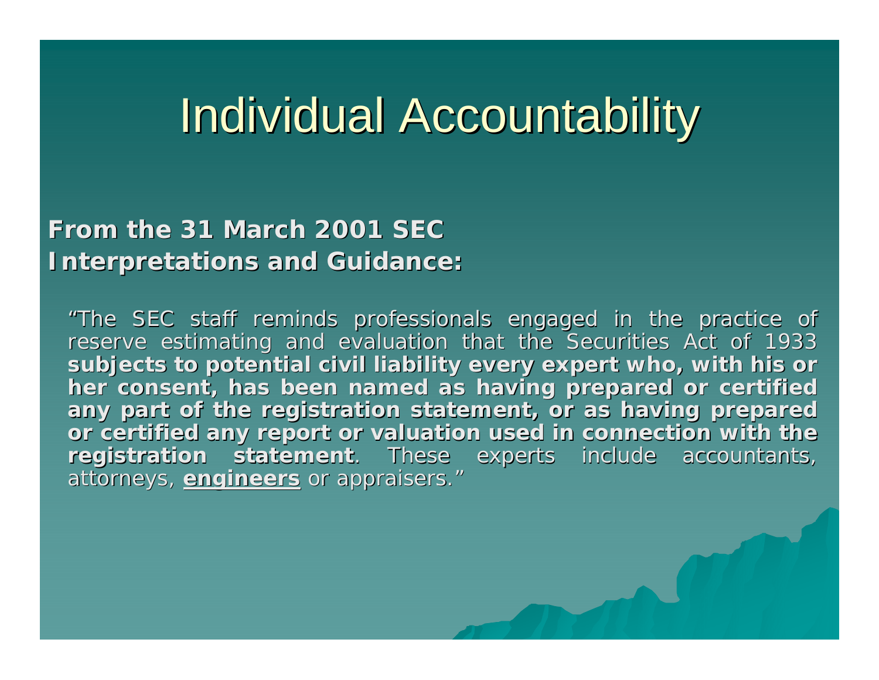# Individual Accountability

**From the 31 March 2001 SEC Interpretations and Guidance:**

"The SEC staff reminds professionals engaged in the practice of reserve estimating and evaluation that the Securities Act of 1933 **subjects to potential civil liability every expert who, with his or her consent, has been named as having prepared or certified any part of the registration statement, or as having prepared or certified any report or valuation used in connection with the registration statement**. These experts include accountants, attorneys, **engineers** or appraisers."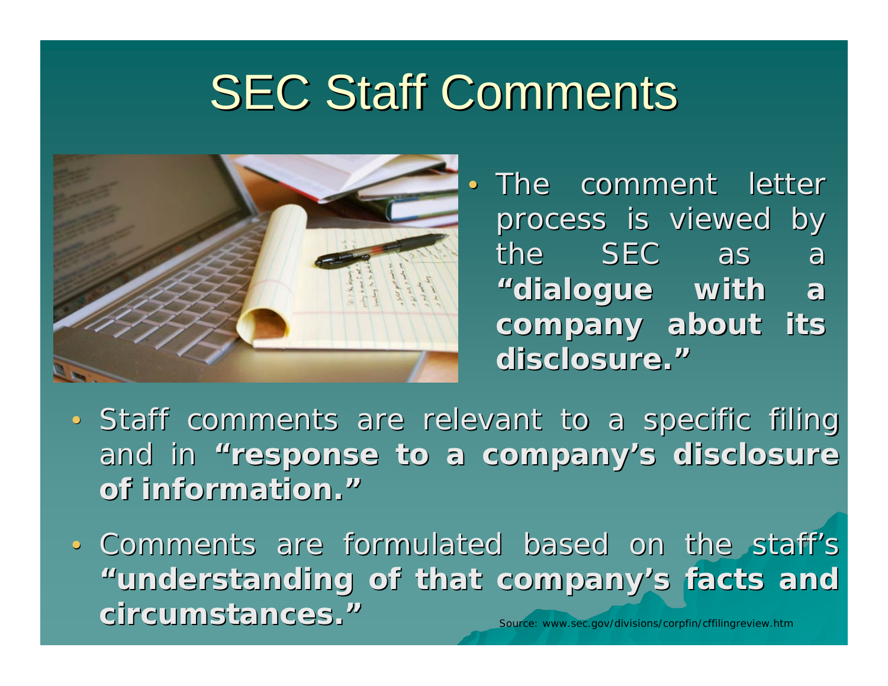# SEC Staff Comments

- The comment letter process is viewed by the SEC as a **"dialogue with a company about its disclosure."**

- Staff comments are relevant to a specific filing and in **"response to a company's disclosure of information."**

- Comments are formulated based on the staff's **"understanding of that company's facts and circumstances."**

Source: www.sec.gov/divisions/corpfin/cffilingreview.htm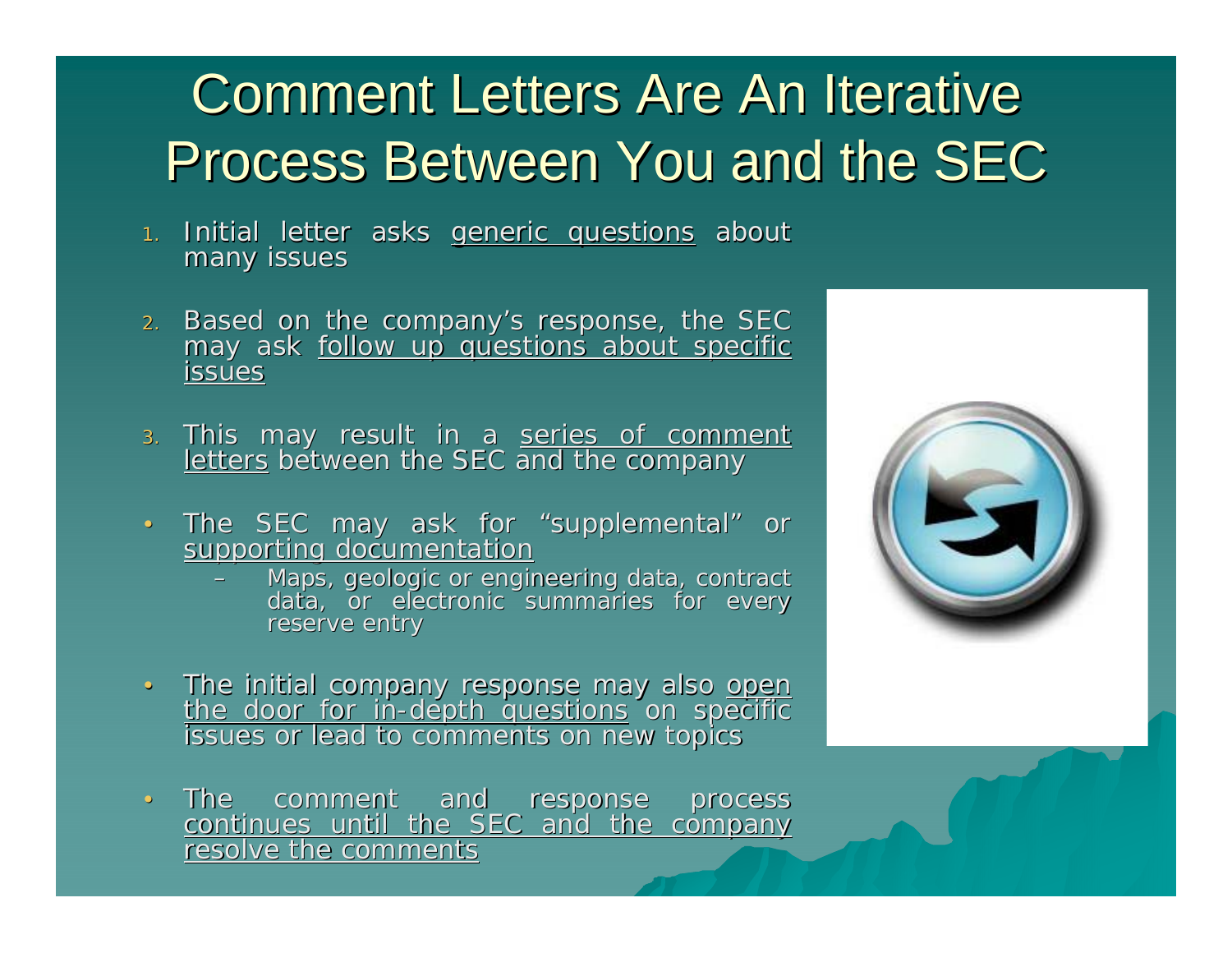# Comment Letters Are An Iterative Process Between You and the SEC

1. Initial letter asks generic questions about many issues
2. Based on the company's response, the SEC may ask follow up questions about specific issues
3. This may result in a series of comment letters between the SEC and the company

- The SEC may ask for "supplemental" or supporting documentation
  - Maps, geologic or engineering data, contract data, or electronic summaries for every reserve entry
- The initial company response may also open the door for in-depth questions on specific issues or lead to comments on new topics
- The comment and response process continues until the SEC and the company resolve the comments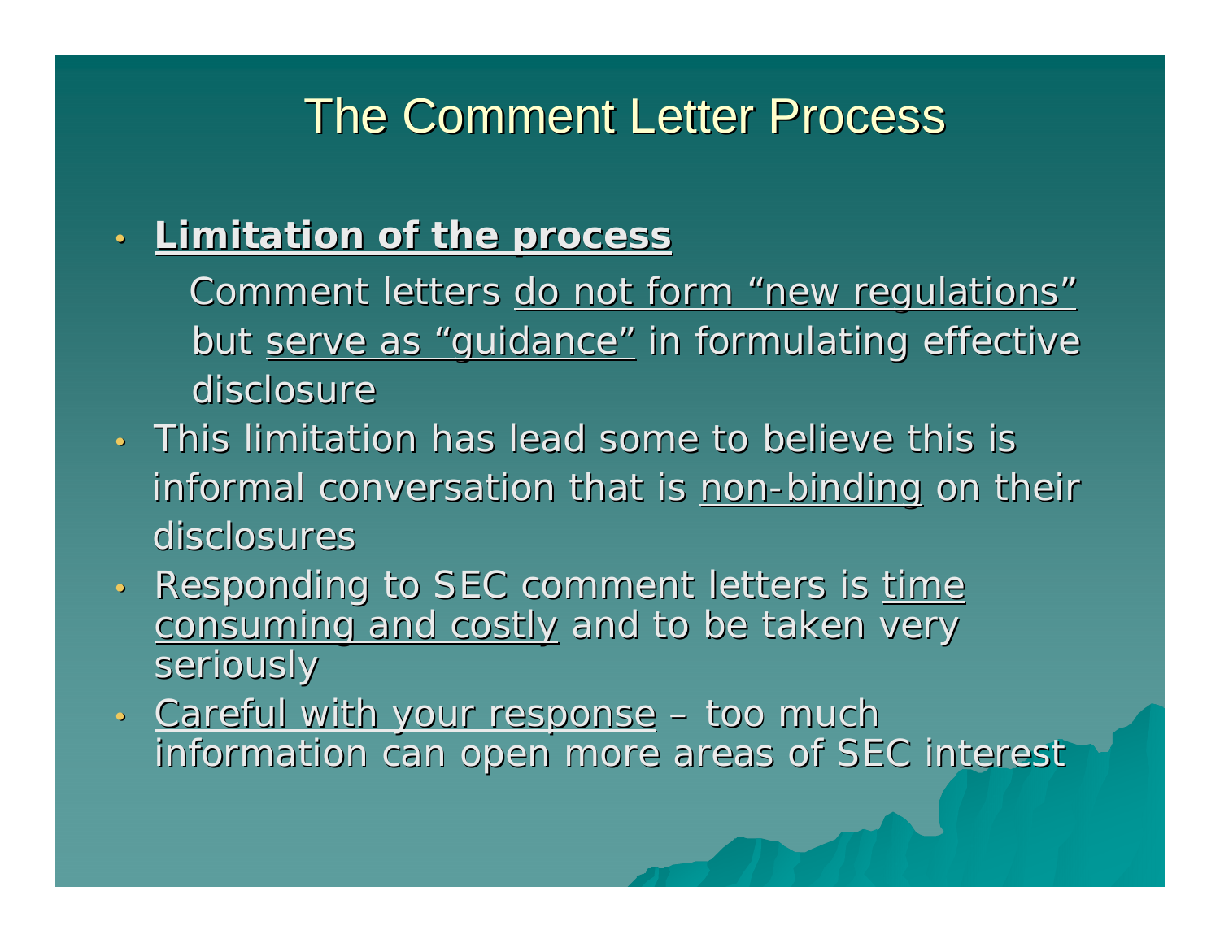# The Comment Letter Process

- **Limitation of the process**

  Comment letters do not form "new regulations" but serve as "guidance" in formulating effective disclosure

- This limitation has lead some to believe this is informal conversation that is non-binding on their disclosures
- Responding to SEC comment letters is time consuming and costly and to be taken very seriously
- Careful with your response – too much information can open more areas of SEC interest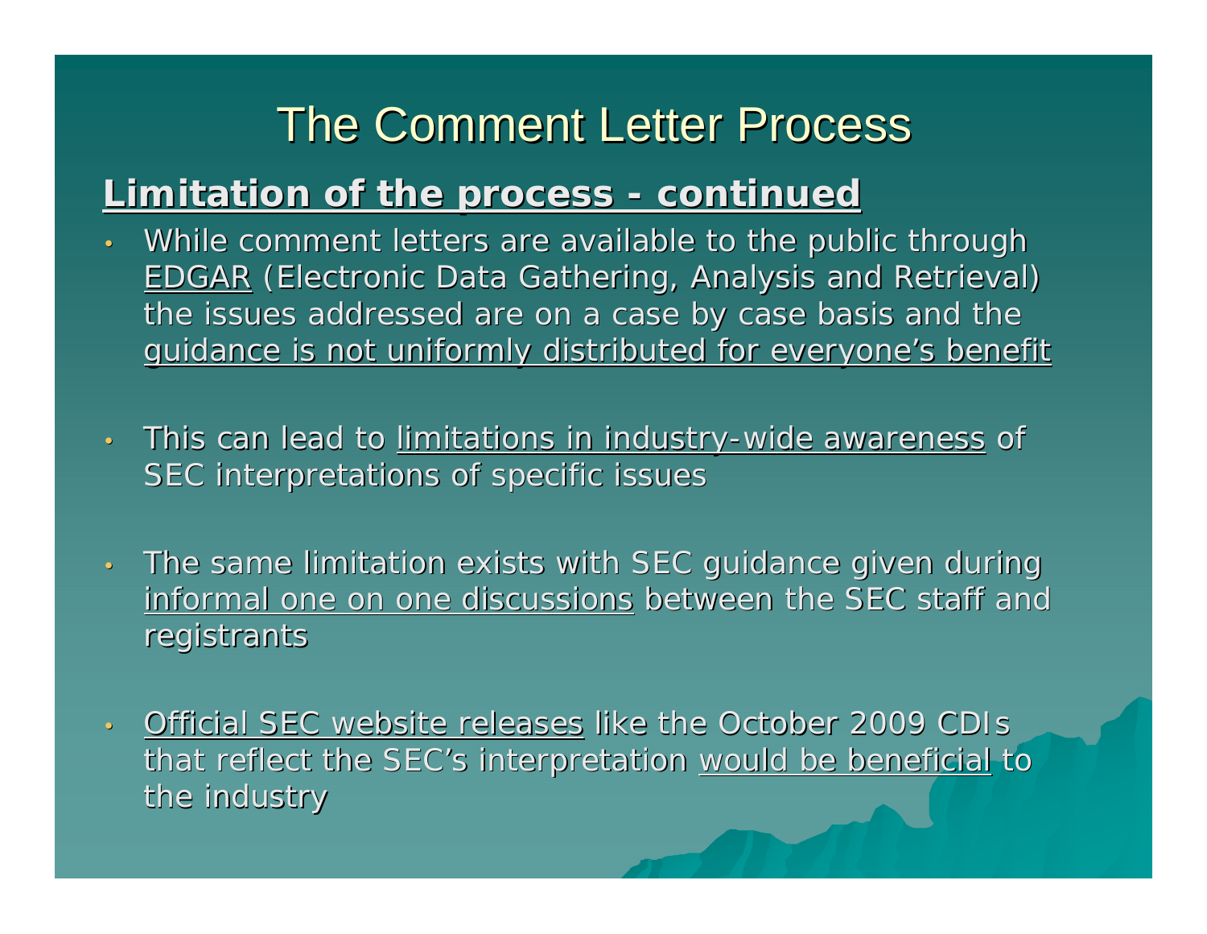# The Comment Letter Process

## Limitation of the process - continued

- While comment letters are available to the public through EDGAR (Electronic Data Gathering, Analysis and Retrieval) the issues addressed are on a case by case basis and the guidance is not uniformly distributed for everyone's benefit

- This can lead to limitations in industry-wide awareness of SEC interpretations of specific issues

- The same limitation exists with SEC guidance given during informal one on one discussions between the SEC staff and registrants

- Official SEC website releases like the October 2009 CDIs that reflect the SEC's interpretation would be beneficial to the industry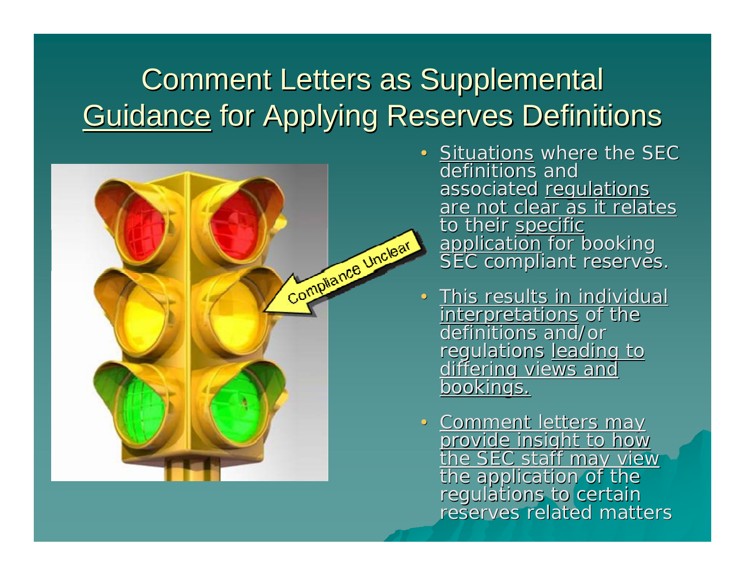# Comment Letters as Supplemental Guidance for Applying Reserves Definitions

- Situations where the SEC definitions and associated regulations are not clear as it relates to their specific application for booking SEC compliant reserves.
- This results in individual interpretations of the definitions and/or regulations leading to differing views and bookings.
- Comment letters may provide insight to how the SEC staff may view the application of the regulations to certain reserves related matters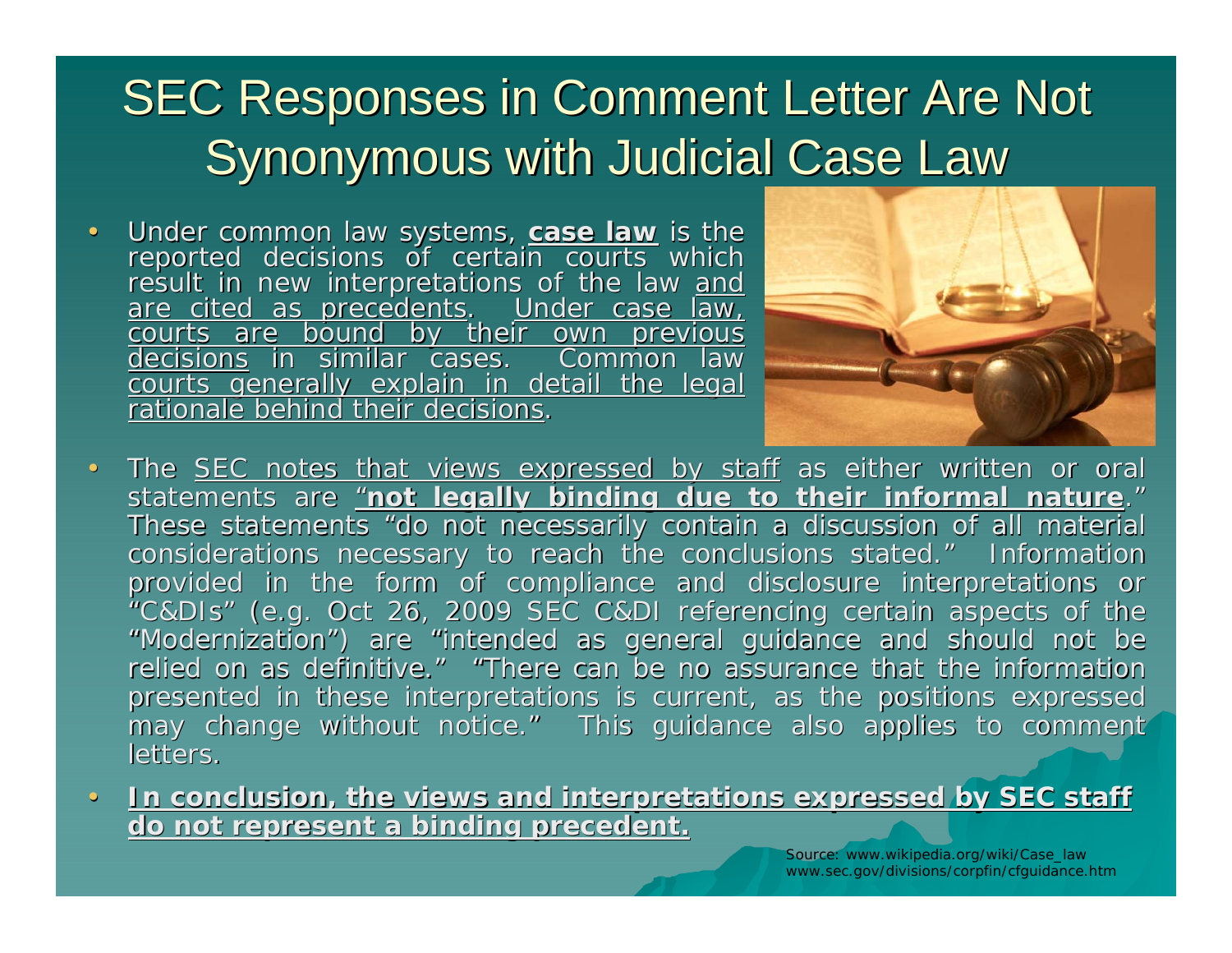# SEC Responses in Comment Letter Are Not Synonymous with Judicial Case Law

- Under common law systems, **case law** is the reported decisions of certain courts which result in new interpretations of the law and are cited as precedents. Under case law, courts are bound by their own previous decisions in similar cases. Common law courts generally explain in detail the legal rationale behind their decisions.

- The SEC notes that views expressed by staff as either written or oral statements are "**not legally binding due to their informal nature**." These statements "do not necessarily contain a discussion of all material considerations necessary to reach the conclusions stated." Information provided in the form of compliance and disclosure interpretations or "C&DIs" (e.g. Oct 26, 2009 SEC C&DI referencing certain aspects of the "Modernization") are "intended as general guidance and should not be relied on as definitive." "There can be no assurance that the information presented in these interpretations is current, as the positions expressed may change without notice." This guidance also applies to comment letters.

- **In conclusion, the views and interpretations expressed by SEC staff do not represent a binding precedent.**

Source: www.wikipedia.org/wiki/Case_law
www.sec.gov/divisions/corpfin/cfguidance.htm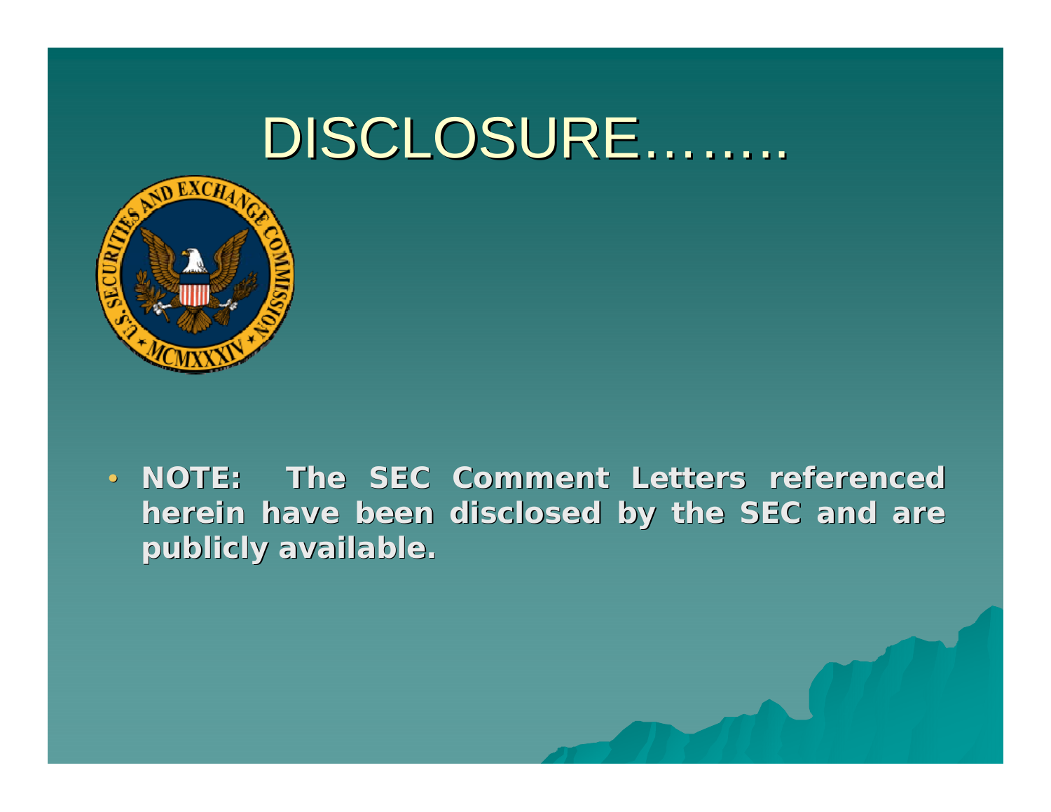# DISCLOSURE……..

- **NOTE: The SEC Comment Letters referenced herein have been disclosed by the SEC and are publicly available.**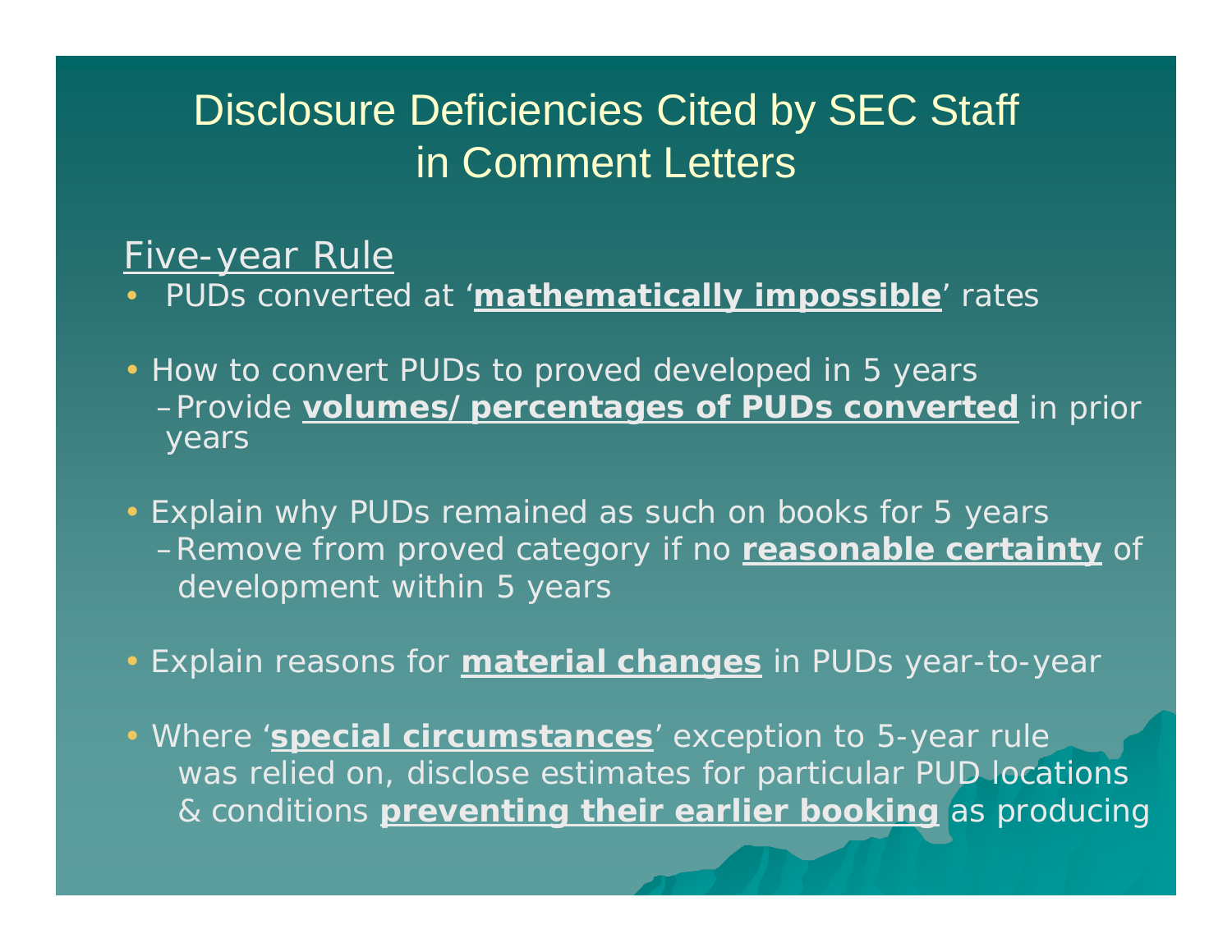# Disclosure Deficiencies Cited by SEC Staff in Comment Letters

## Five-year Rule

- PUDs converted at '**mathematically impossible**' rates
- How to convert PUDs to proved developed in 5 years
  - Provide **volumes/ percentages of PUDs converted** in prior years
- Explain why PUDs remained as such on books for 5 years
  - Remove from proved category if no **reasonable certainty** of development within 5 years
- Explain reasons for **material changes** in PUDs year-to-year
- Where '**special circumstances**' exception to 5-year rule was relied on, disclose estimates for particular PUD locations & conditions **preventing their earlier booking** as producing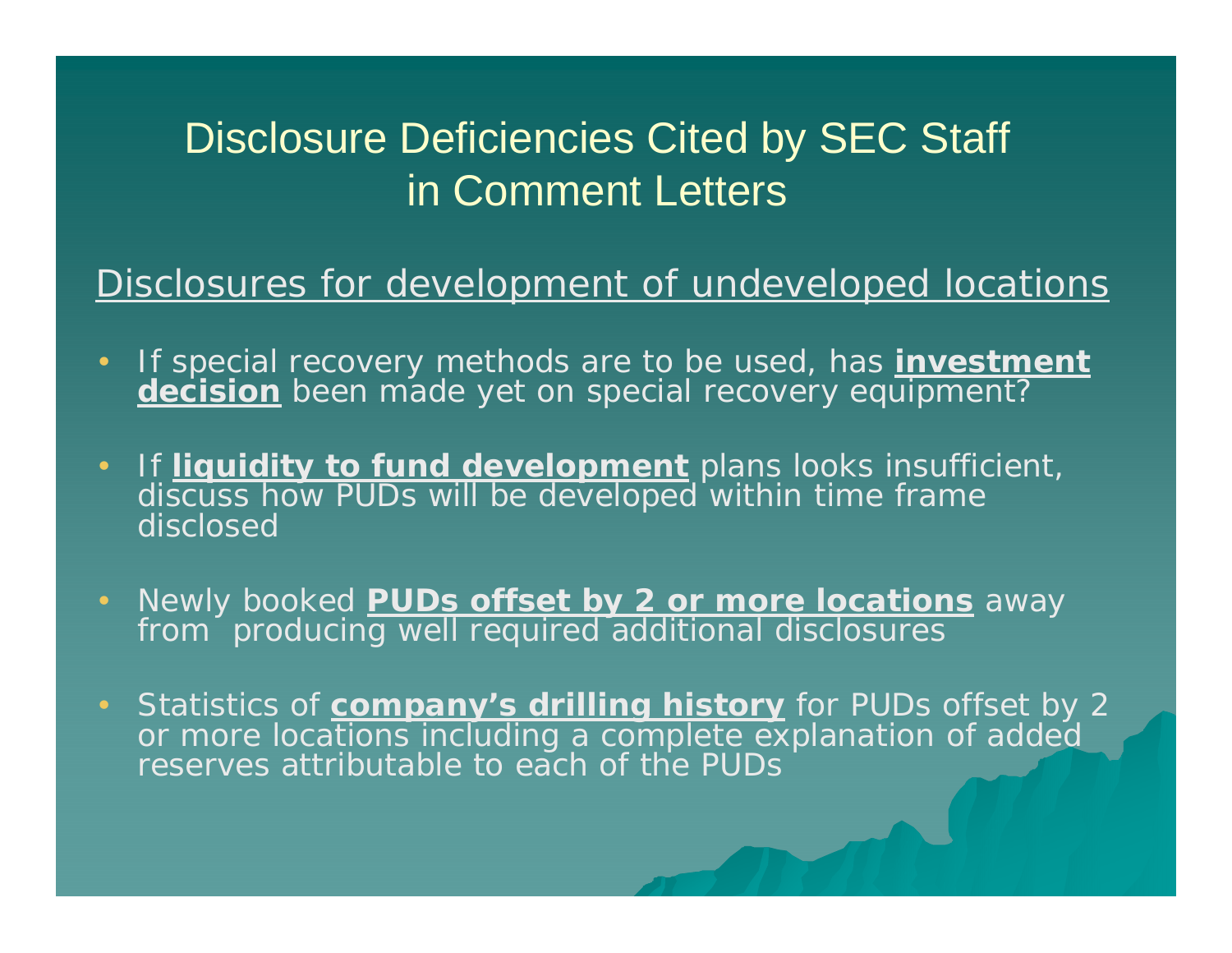# Disclosure Deficiencies Cited by SEC Staff in Comment Letters

## Disclosures for development of undeveloped locations

- If special recovery methods are to be used, has **investment decision** been made yet on special recovery equipment?
- If **liquidity to fund development** plans looks insufficient, discuss how PUDs will be developed within time frame disclosed
- Newly booked **PUDs offset by 2 or more locations** away from producing well required additional disclosures
- Statistics of **company's drilling history** for PUDs offset by 2 or more locations including a complete explanation of added reserves attributable to each of the PUDs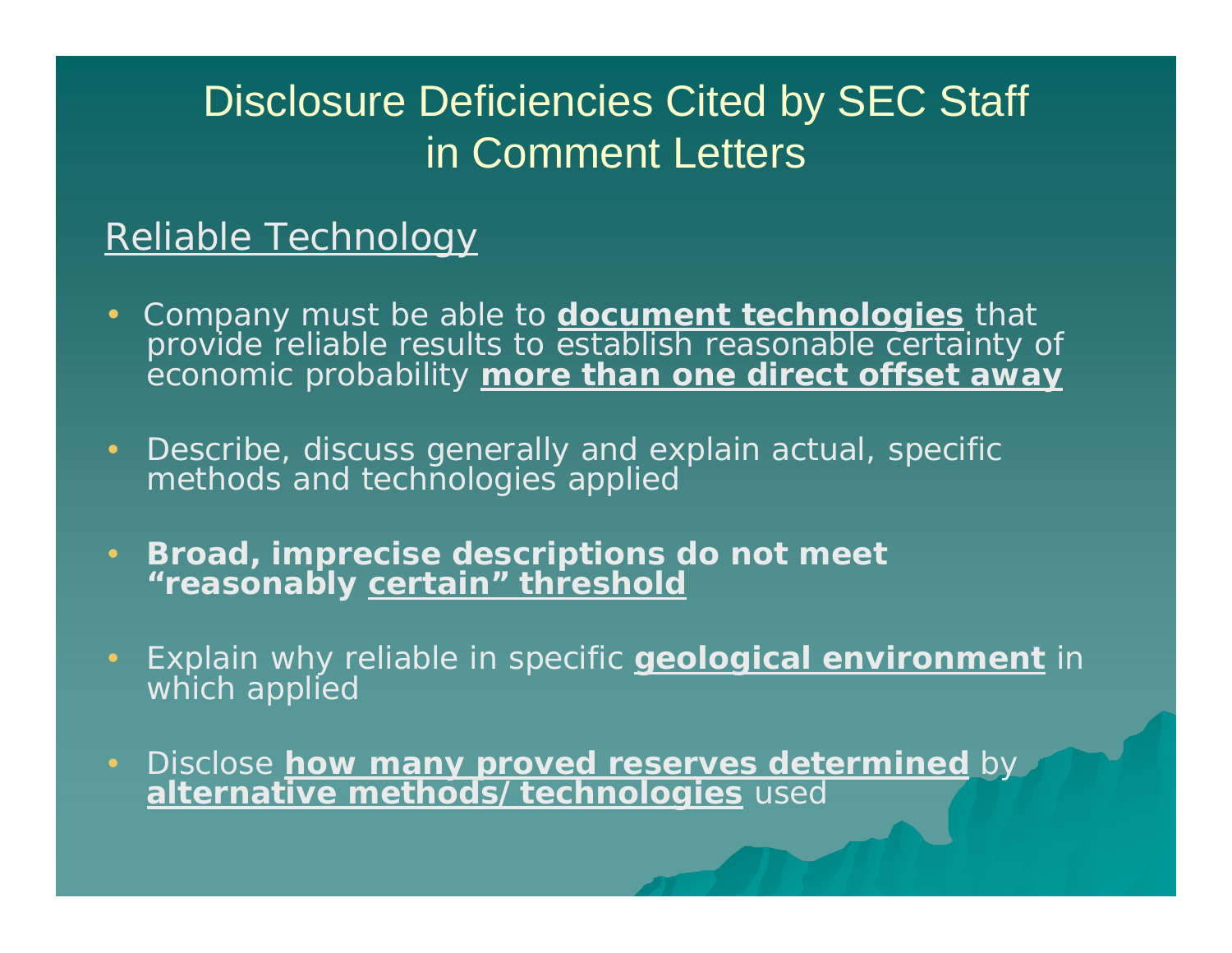# Disclosure Deficiencies Cited by SEC Staff in Comment Letters

## Reliable Technology

- Company must be able to **document technologies** that provide reliable results to establish reasonable certainty of economic probability **more than one direct offset away**
- Describe, discuss generally and explain actual, specific methods and technologies applied
- **Broad, imprecise descriptions do not meet "reasonably certain" threshold**
- Explain why reliable in specific **geological environment** in which applied
- Disclose **how many proved reserves determined** by **alternative methods/ technologies** used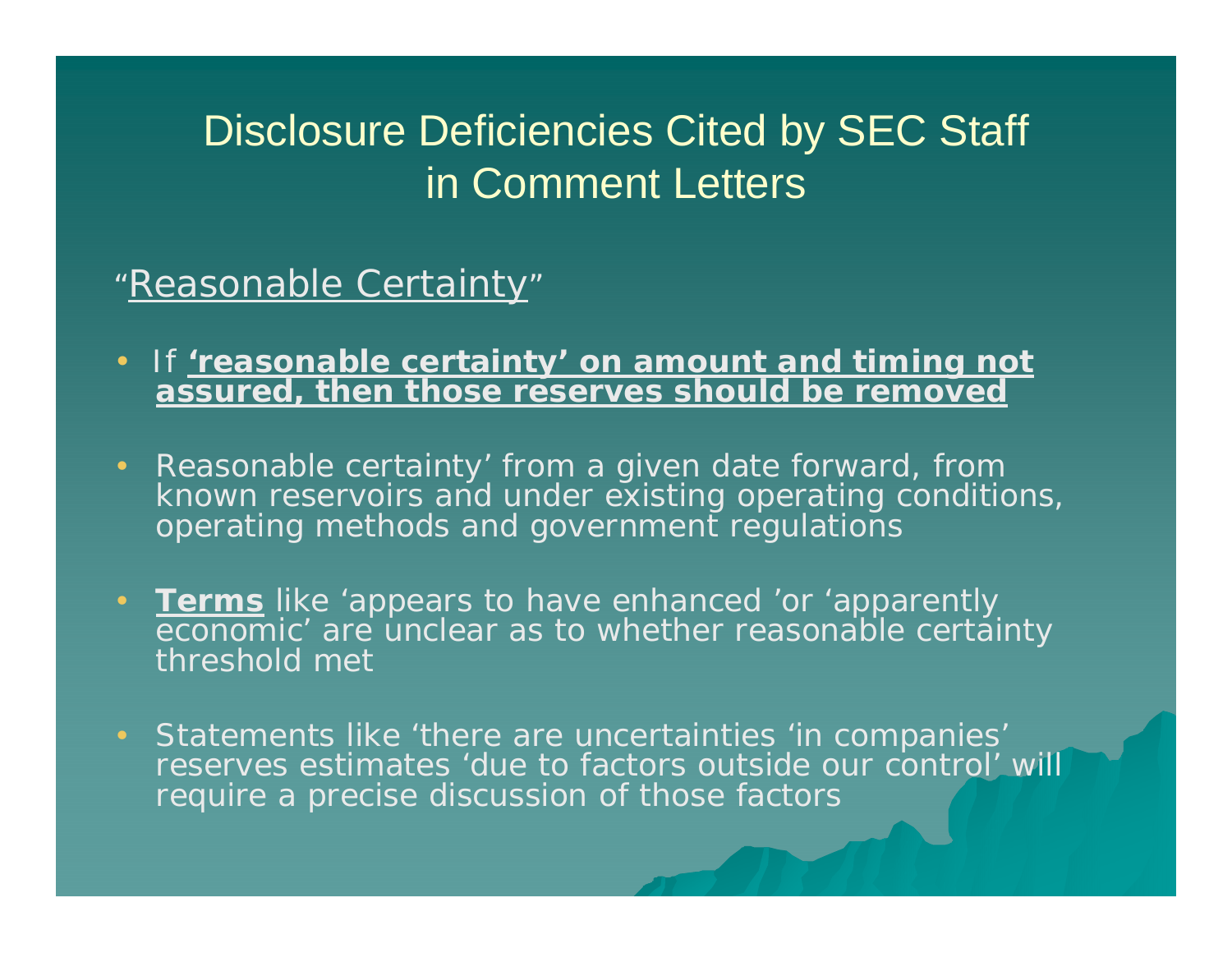# Disclosure Deficiencies Cited by SEC Staff in Comment Letters

"<u>Reasonable Certainty</u>"

- If <u>**'reasonable certainty' on amount and timing not assured, then those reserves should be removed**</u>
- Reasonable certainty' from a given date forward, from known reservoirs and under existing operating conditions, operating methods and government regulations
- <u>**Terms**</u> like 'appears to have enhanced 'or 'apparently economic' are unclear as to whether reasonable certainty threshold met
- Statements like 'there are uncertainties 'in companies' reserves estimates 'due to factors outside our control' will require a precise discussion of those factors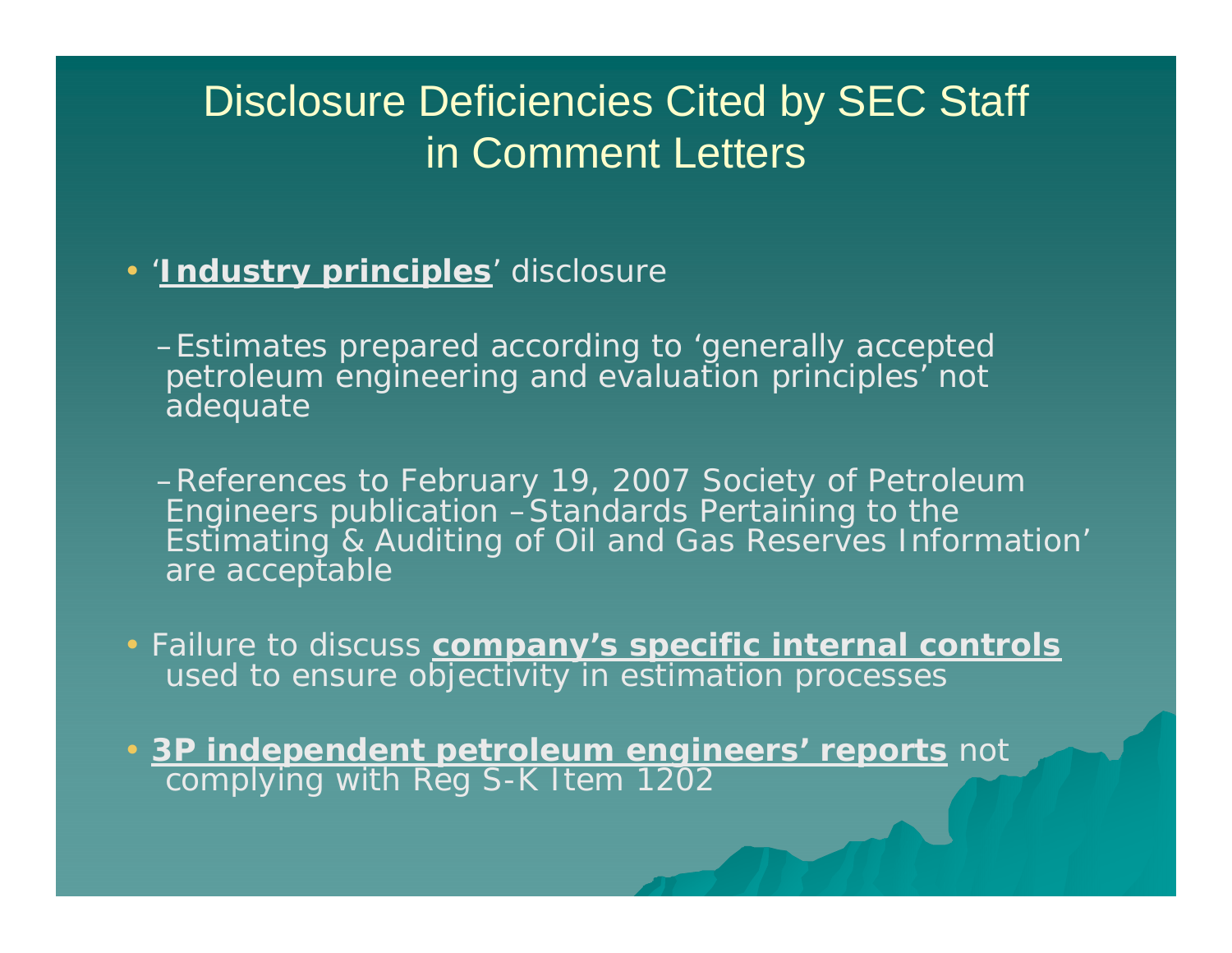# Disclosure Deficiencies Cited by SEC Staff in Comment Letters

- '**Industry principles**' disclosure
  - Estimates prepared according to 'generally accepted petroleum engineering and evaluation principles' not adequate
  - References to February 19, 2007 Society of Petroleum Engineers publication – Standards Pertaining to the Estimating & Auditing of Oil and Gas Reserves Information' are acceptable
- Failure to discuss **company's specific internal controls** used to ensure objectivity in estimation processes
- **3P independent petroleum engineers' reports** not complying with Reg S-K Item 1202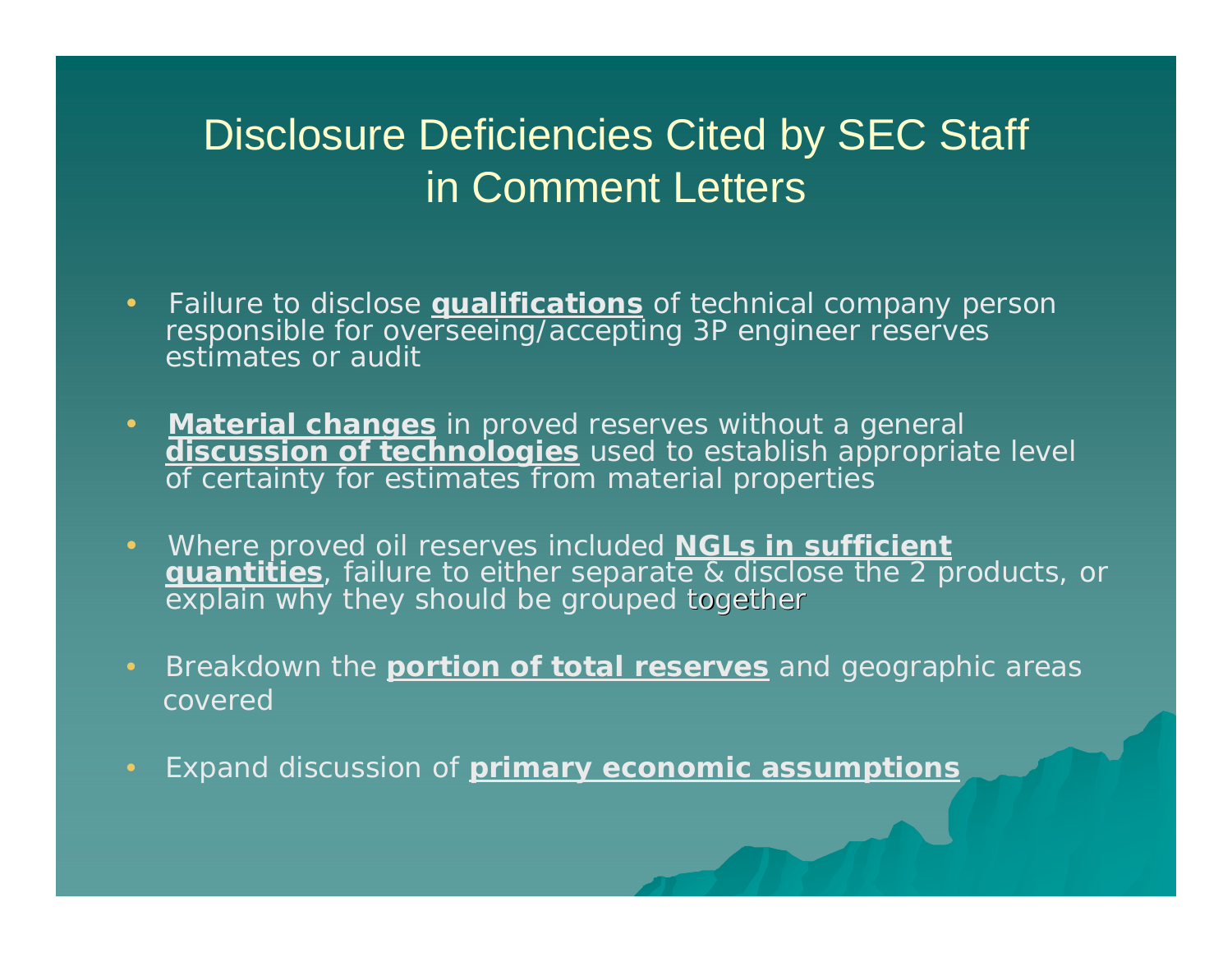# Disclosure Deficiencies Cited by SEC Staff in Comment Letters

- Failure to disclose **qualifications** of technical company person responsible for overseeing/accepting 3P engineer reserves estimates or audit
- **Material changes** in proved reserves without a general **discussion of technologies** used to establish appropriate level of certainty for estimates from material properties
- Where proved oil reserves included **NGLs in sufficient quantities**, failure to either separate & disclose the 2 products, or explain why they should be grouped together
- Breakdown the **portion of total reserves** and geographic areas covered
- Expand discussion of **primary economic assumptions**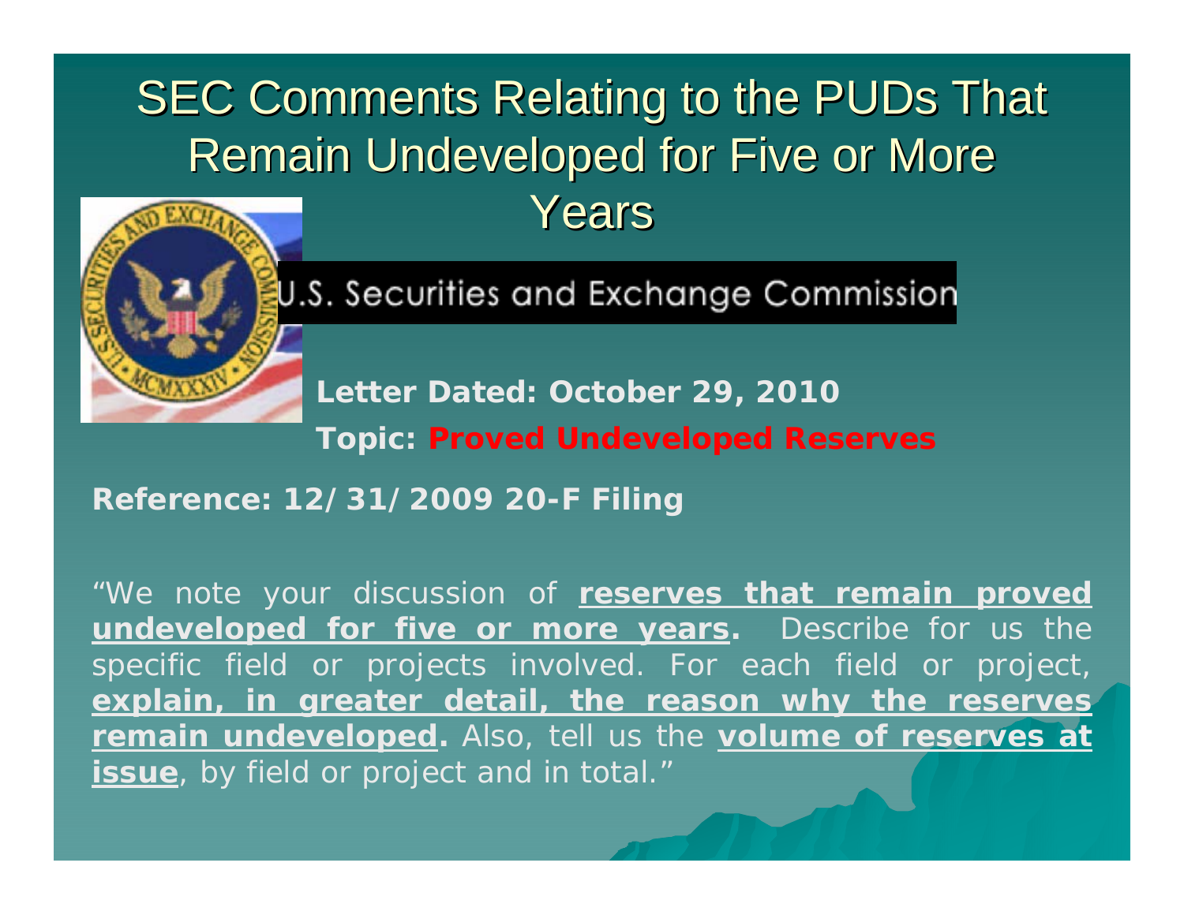# SEC Comments Relating to the PUDs That Remain Undeveloped for Five or More Years

U.S. Securities and Exchange Commission

**Letter Dated: October 29, 2010**

**Topic: Proved Undeveloped Reserves**

**Reference: 12/31/2009 20-F Filing**

"We note your discussion of **reserves that remain proved undeveloped for five or more years**. Describe for us the specific field or projects involved. For each field or project, **explain, in greater detail, the reason why the reserves remain undeveloped**. Also, tell us the **volume of reserves at issue**, by field or project and in total."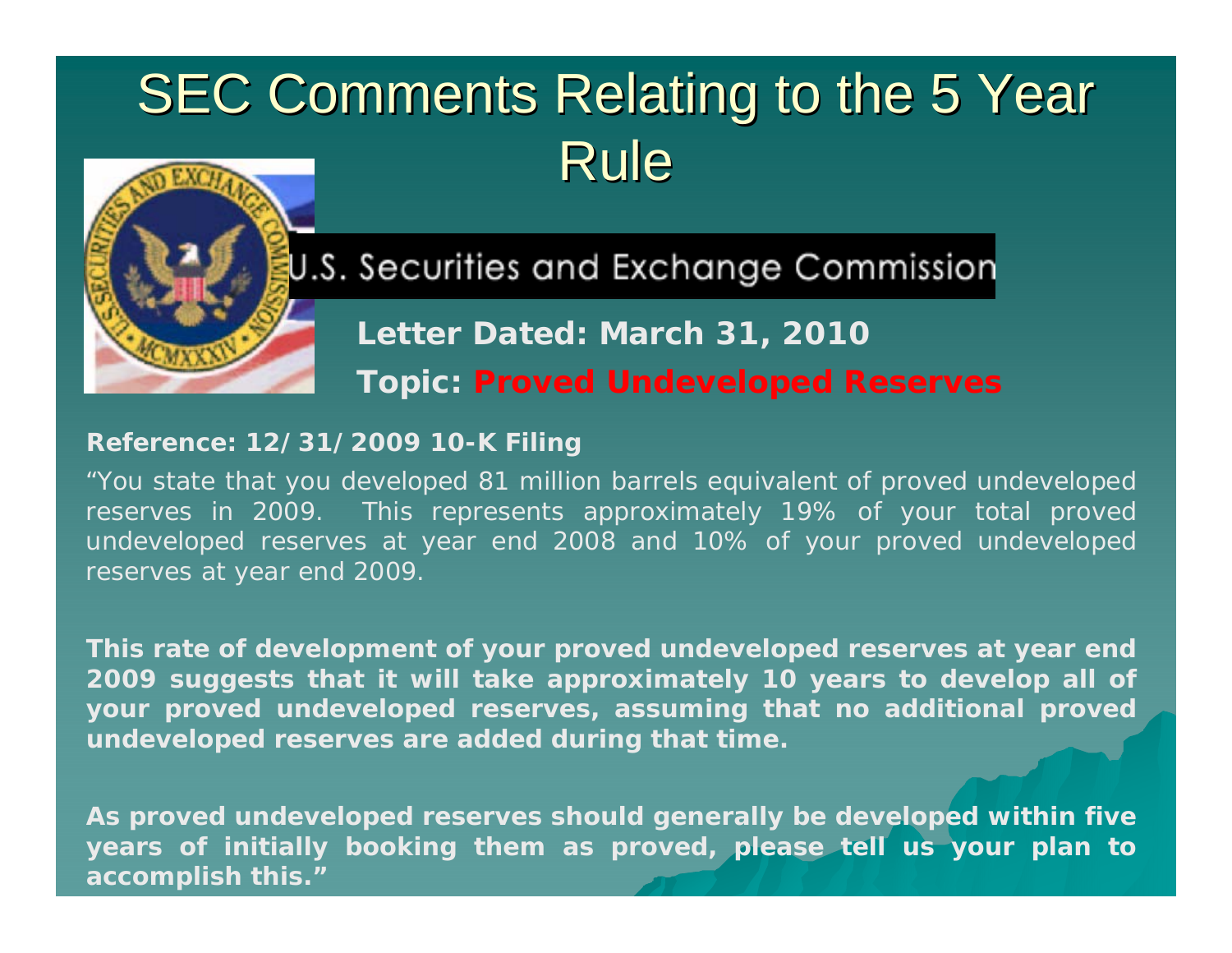# SEC Comments Relating to the 5 Year Rule

U.S. Securities and Exchange Commission

**Letter Dated: March 31, 2010**

**Topic: Proved Undeveloped Reserves**

**Reference: 12/31/2009 10-K Filing**

"You state that you developed 81 million barrels equivalent of proved undeveloped reserves in 2009. This represents approximately 19% of your total proved undeveloped reserves at year end 2008 and 10% of your proved undeveloped reserves at year end 2009.

**This rate of development of your proved undeveloped reserves at year end 2009 suggests that it will take approximately 10 years to develop all of your proved undeveloped reserves, assuming that no additional proved undeveloped reserves are added during that time.**

**As proved undeveloped reserves should generally be developed within five years of initially booking them as proved, please tell us your plan to accomplish this."**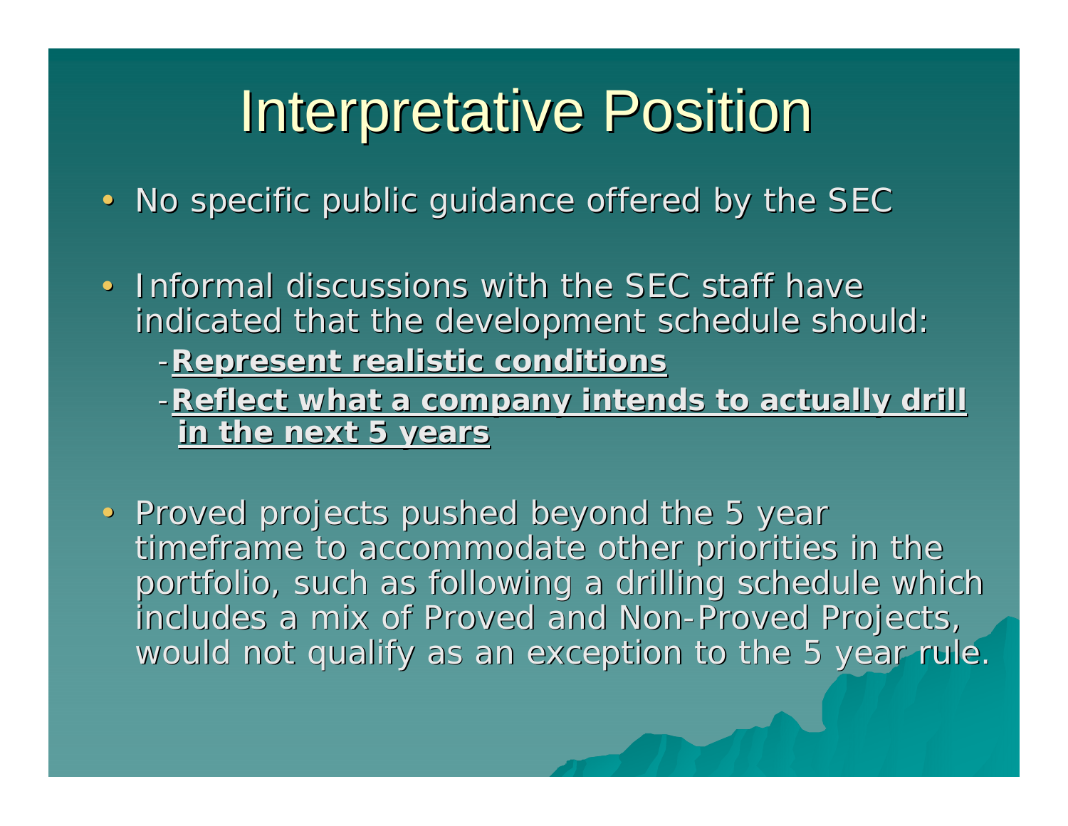# Interpretative Position

- No specific public guidance offered by the SEC
- Informal discussions with the SEC staff have indicated that the development schedule should:
  - -**Represent realistic conditions**
  - -**Reflect what a company intends to actually drill in the next 5 years**
- Proved projects pushed beyond the 5 year timeframe to accommodate other priorities in the portfolio, such as following a drilling schedule which includes a mix of Proved and Non-Proved Projects, would not qualify as an exception to the 5 year rule.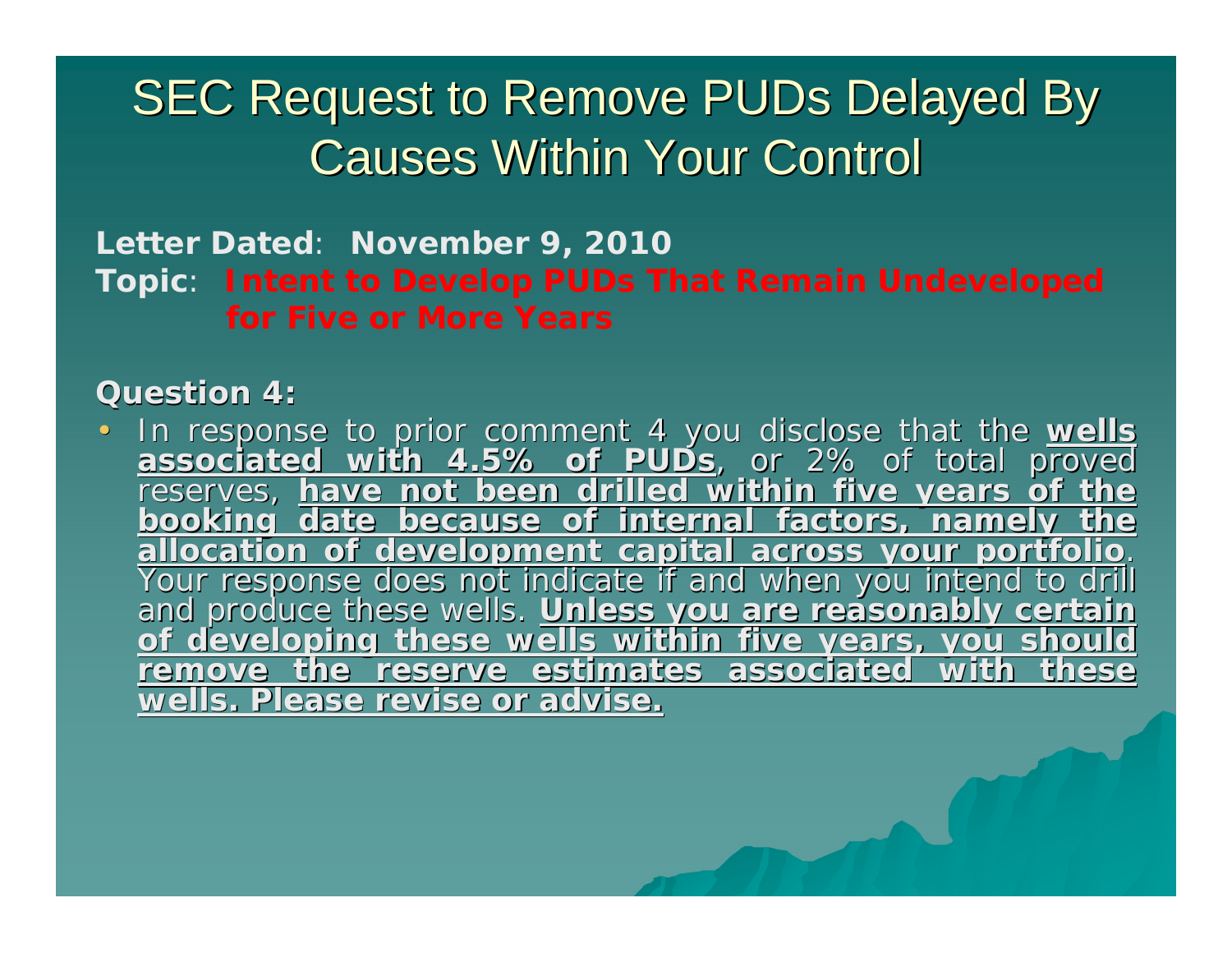# SEC Request to Remove PUDs Delayed By Causes Within Your Control

**Letter Dated**: **November 9, 2010**

**Topic**: **Intent to Develop PUDs That Remain Undeveloped for Five or More Years**

**Question 4:**

- In response to prior comment 4 you disclose that the **wells associated with 4.5% of PUDs**, or 2% of total proved reserves, **have not been drilled within five years of the booking date because of internal factors, namely the allocation of development capital across your portfolio**. Your response does not indicate if and when you intend to drill and produce these wells. **Unless you are reasonably certain of developing these wells within five years, you should remove the reserve estimates associated with these wells. Please revise or advise.**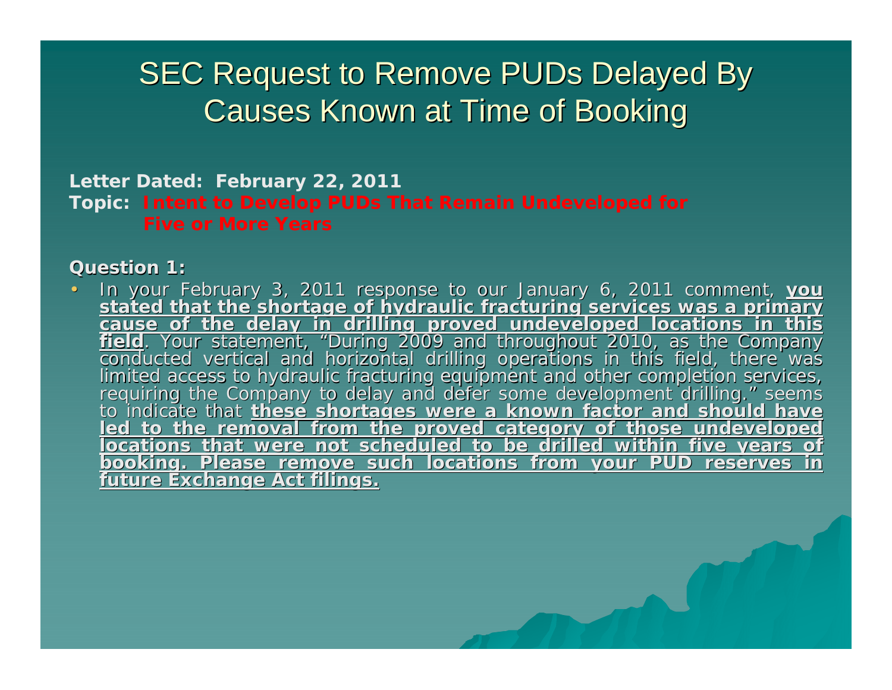# SEC Request to Remove PUDs Delayed By Causes Known at Time of Booking

**Letter Dated: February 22, 2011**
**Topic: Intent to Develop PUDs That Remain Undeveloped for Five or More Years**

**Question 1:**

- In your February 3, 2011 response to our January 6, 2011 comment, **<u>you stated that the shortage of hydraulic fracturing services was a primary cause of the delay in drilling proved undeveloped locations in this field</u>**. Your statement, "During 2009 and throughout 2010, as the Company conducted vertical and horizontal drilling operations in this field, there was limited access to hydraulic fracturing equipment and other completion services, requiring the Company to delay and defer some development drilling." seems to indicate that **<u>these shortages were a known factor and should have led to the removal from the proved category of those undeveloped locations that were not scheduled to be drilled within five years of booking. Please remove such locations from your PUD reserves in future Exchange Act filings.</u>**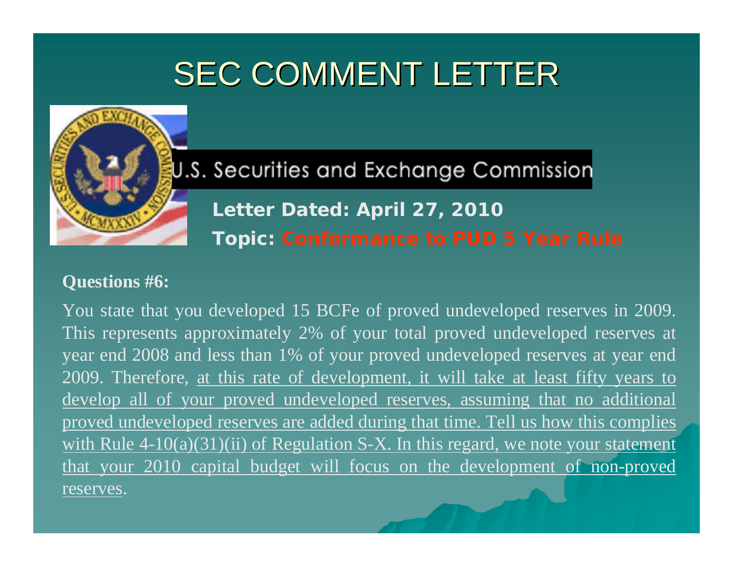# SEC COMMENT LETTER

U.S. Securities and Exchange Commission

**Letter Dated: April 27, 2010**

**Topic: Conformance to PUD 5 Year Rule**

**Questions #6:**

You state that you developed 15 BCFe of proved undeveloped reserves in 2009. This represents approximately 2% of your total proved undeveloped reserves at year end 2008 and less than 1% of your proved undeveloped reserves at year end 2009. Therefore, <u>at this rate of development, it will take at least fifty years to develop all of your proved undeveloped reserves, assuming that no additional proved undeveloped reserves are added during that time. Tell us how this complies with Rule 4-10(a)(31)(ii) of Regulation S-X. In this regard, we note your statement that your 2010 capital budget will focus on the development of non-proved reserves</u>.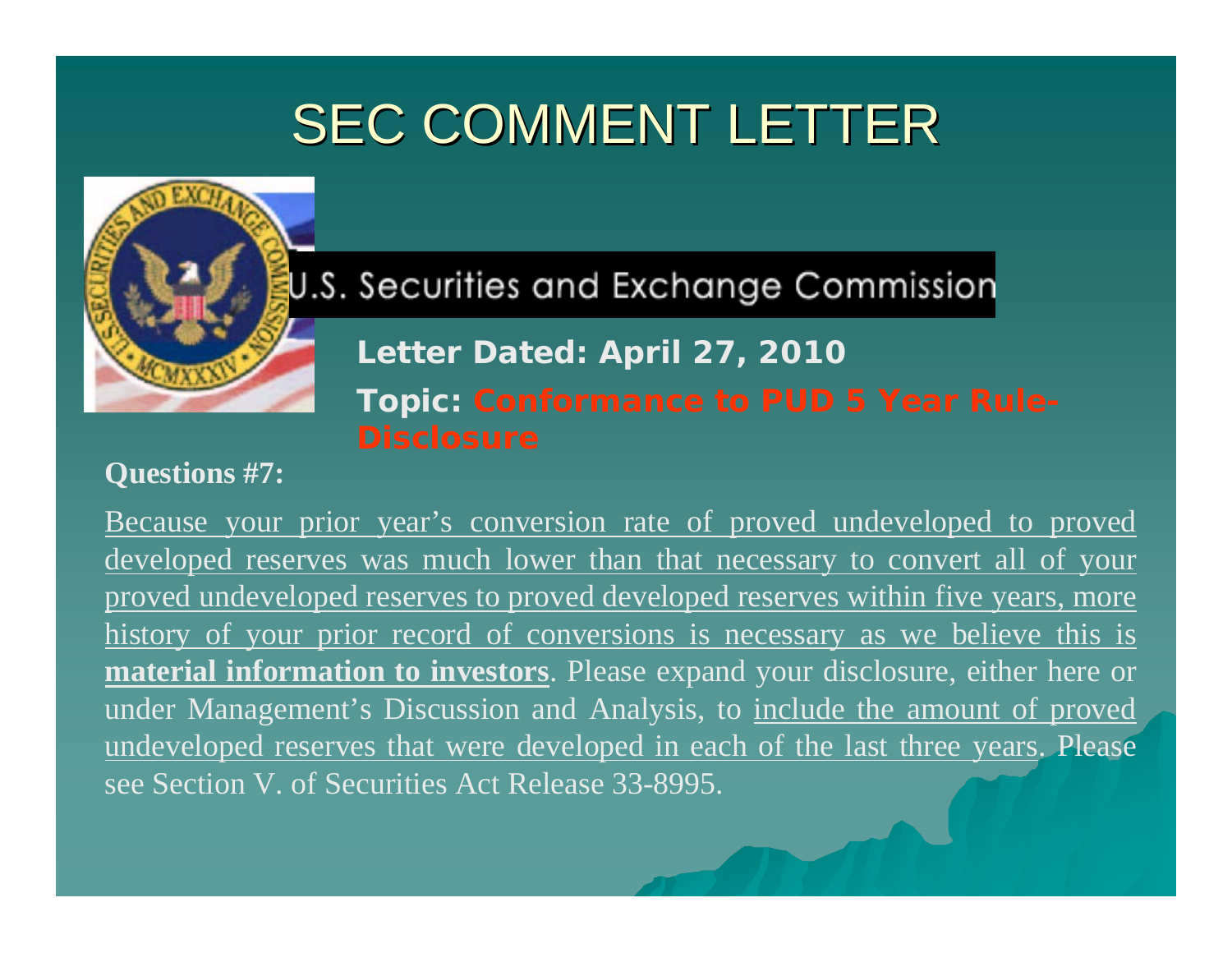# SEC COMMENT LETTER

U.S. Securities and Exchange Commission

**Letter Dated: April 27, 2010**

**Topic: Conformance to PUD 5 Year Rule-Disclosure**

**Questions #7:**

Because your prior year's conversion rate of proved undeveloped to proved developed reserves was much lower than that necessary to convert all of your proved undeveloped reserves to proved developed reserves within five years, more history of your prior record of conversions is necessary as we believe this is **material information to investors**. Please expand your disclosure, either here or under Management's Discussion and Analysis, to include the amount of proved undeveloped reserves that were developed in each of the last three years. Please see Section V. of Securities Act Release 33-8995.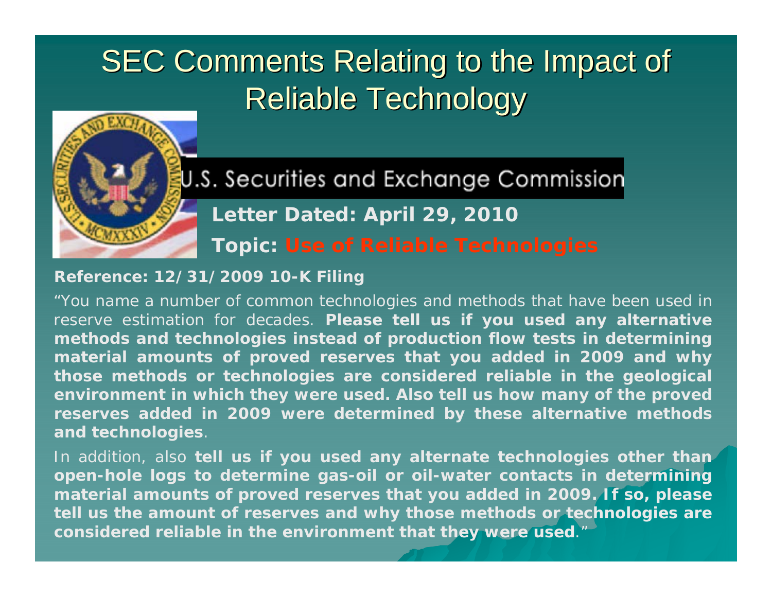# SEC Comments Relating to the Impact of Reliable Technology

U.S. Securities and Exchange Commission

**Letter Dated: April 29, 2010**

**Topic: Use of Reliable Technologies**

**Reference: 12/31/2009 10-K Filing**

"You name a number of common technologies and methods that have been used in reserve estimation for decades. **Please tell us if you used any alternative methods and technologies instead of production flow tests in determining material amounts of proved reserves that you added in 2009 and why those methods or technologies are considered reliable in the geological environment in which they were used. Also tell us how many of the proved reserves added in 2009 were determined by these alternative methods and technologies**.

In addition, also **tell us if you used any alternate technologies other than open-hole logs to determine gas-oil or oil-water contacts in determining material amounts of proved reserves that you added in 2009. If so, please tell us the amount of reserves and why those methods or technologies are considered reliable in the environment that they were used**."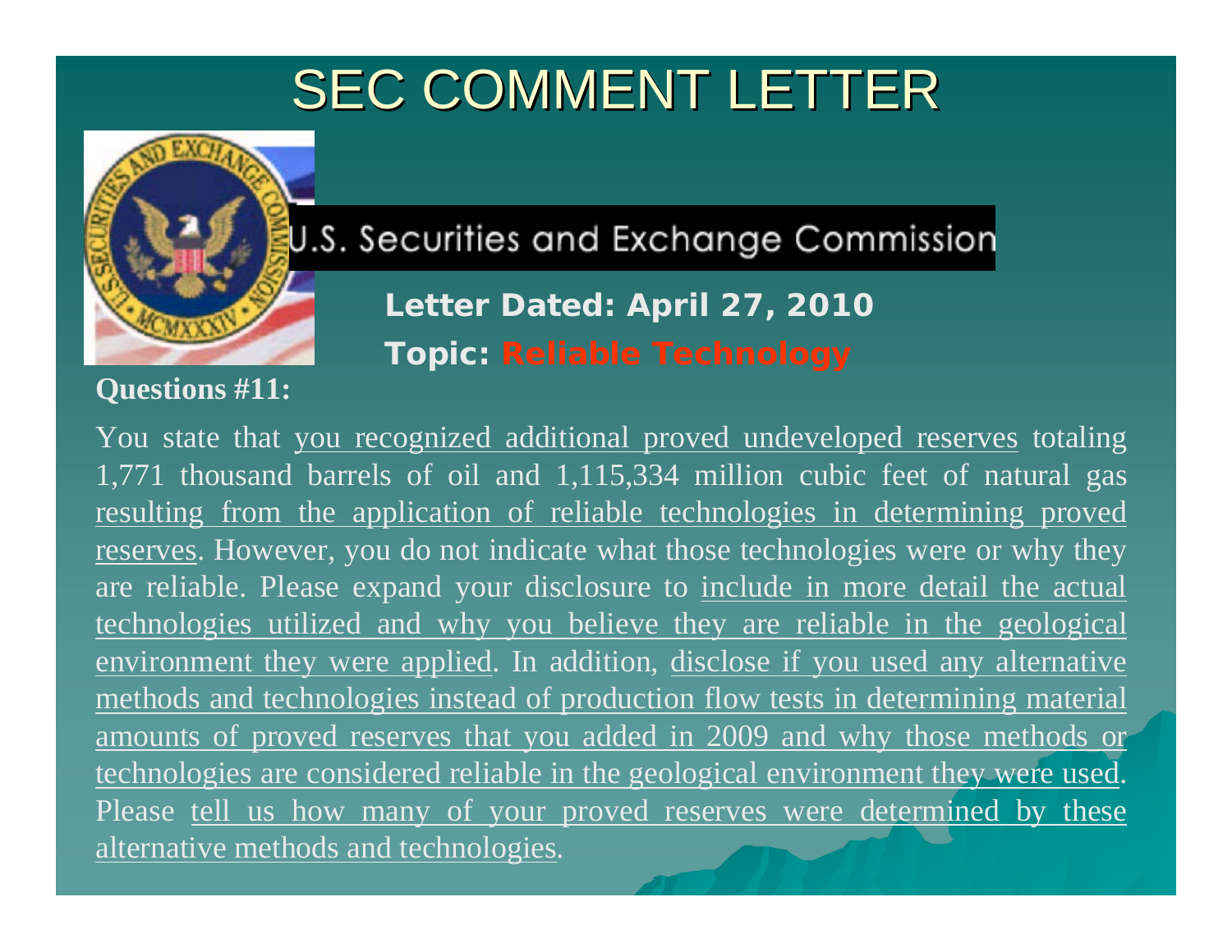# SEC COMMENT LETTER

U.S. Securities and Exchange Commission

**Letter Dated: April 27, 2010**

**Topic: Reliable Technology**

**Questions #11:**

You state that <u>you recognized additional proved undeveloped reserves</u> totaling 1,771 thousand barrels of oil and 1,115,334 million cubic feet of natural gas <u>resulting from the application of reliable technologies in determining proved reserves</u>. However, you do not indicate what those technologies were or why they are reliable. Please expand your disclosure to <u>include in more detail the actual technologies utilized and why you believe they are reliable in the geological environment they were applied</u>. In addition, <u>disclose if you used any alternative methods and technologies instead of production flow tests in determining material amounts of proved reserves that you added in 2009 and why those methods or technologies are considered reliable in the geological environment they were used</u>. Please <u>tell us how many of your proved reserves were determined by these alternative methods and technologies</u>.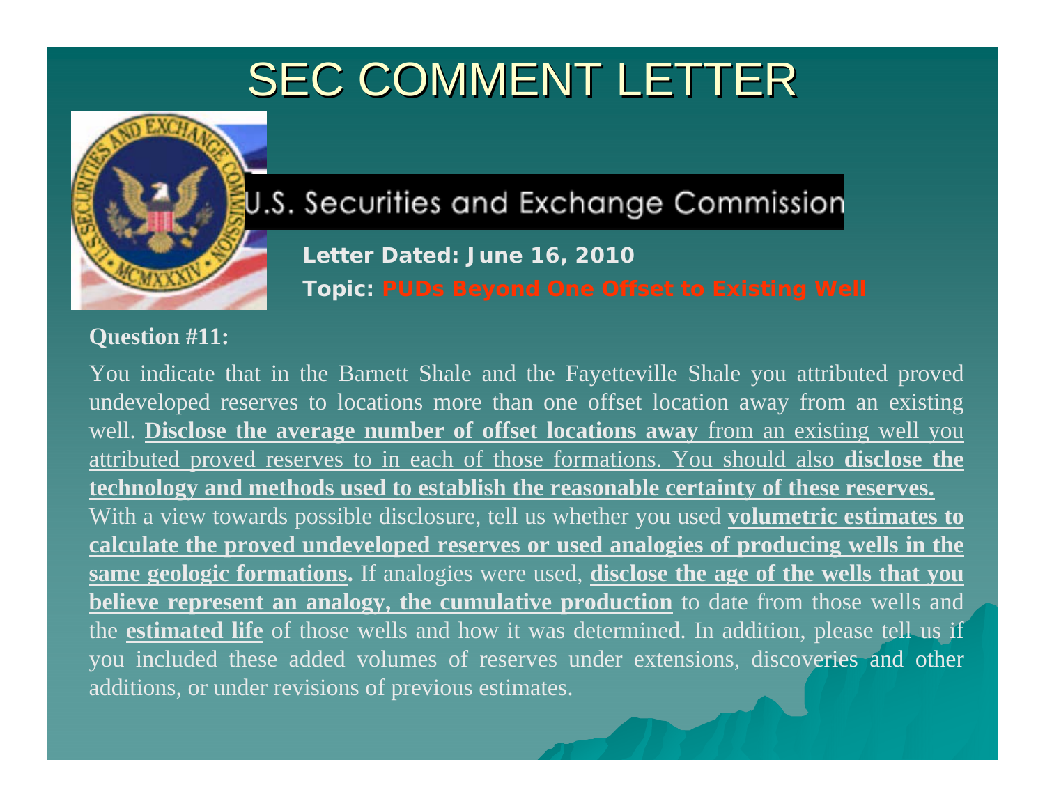# SEC COMMENT LETTER

U.S. Securities and Exchange Commission

**Letter Dated: June 16, 2010**

**Topic: PUDs Beyond One Offset to Existing Well**

**Question #11:**

You indicate that in the Barnett Shale and the Fayetteville Shale you attributed proved undeveloped reserves to locations more than one offset location away from an existing well. **Disclose the average number of offset locations away** from an existing well you attributed proved reserves to in each of those formations. You should also **disclose the technology and methods used to establish the reasonable certainty of these reserves.** With a view towards possible disclosure, tell us whether you used **volumetric estimates to calculate the proved undeveloped reserves or used analogies of producing wells in the same geologic formations.** If analogies were used, **disclose the age of the wells that you believe represent an analogy, the cumulative production** to date from those wells and the **estimated life** of those wells and how it was determined. In addition, please tell us if you included these added volumes of reserves under extensions, discoveries and other additions, or under revisions of previous estimates.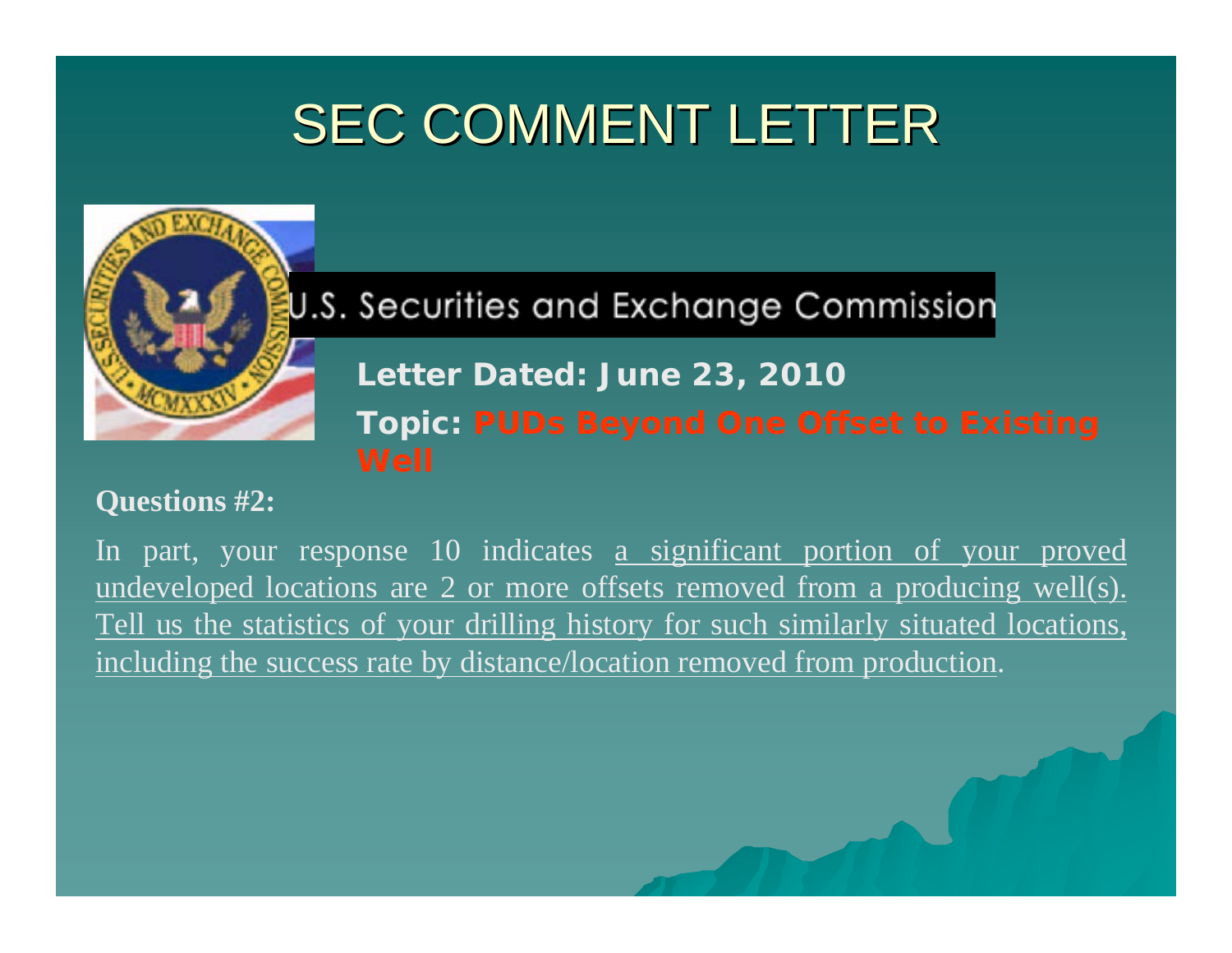# SEC COMMENT LETTER

U.S. Securities and Exchange Commission

**Letter Dated: June 23, 2010**

**Topic: PUDs Beyond One Offset to Existing Well**

**Questions #2:**

In part, your response 10 indicates a significant portion of your proved undeveloped locations are 2 or more offsets removed from a producing well(s). Tell us the statistics of your drilling history for such similarly situated locations, including the success rate by distance/location removed from production.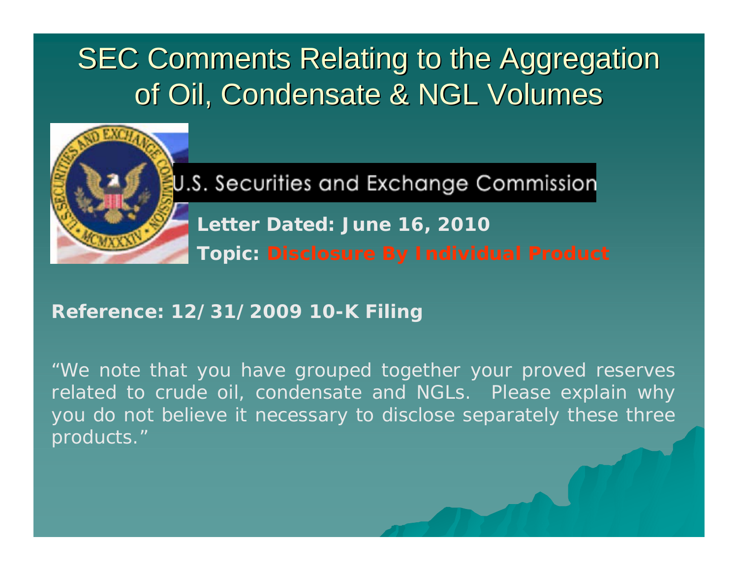# SEC Comments Relating to the Aggregation of Oil, Condensate & NGL Volumes

U.S. Securities and Exchange Commission

**Letter Dated: June 16, 2010**

**Topic: Disclosure By Individual Product**

**Reference: 12/31/2009 10-K Filing**

"We note that you have grouped together your proved reserves related to crude oil, condensate and NGLs. Please explain why you do not believe it necessary to disclose separately these three products."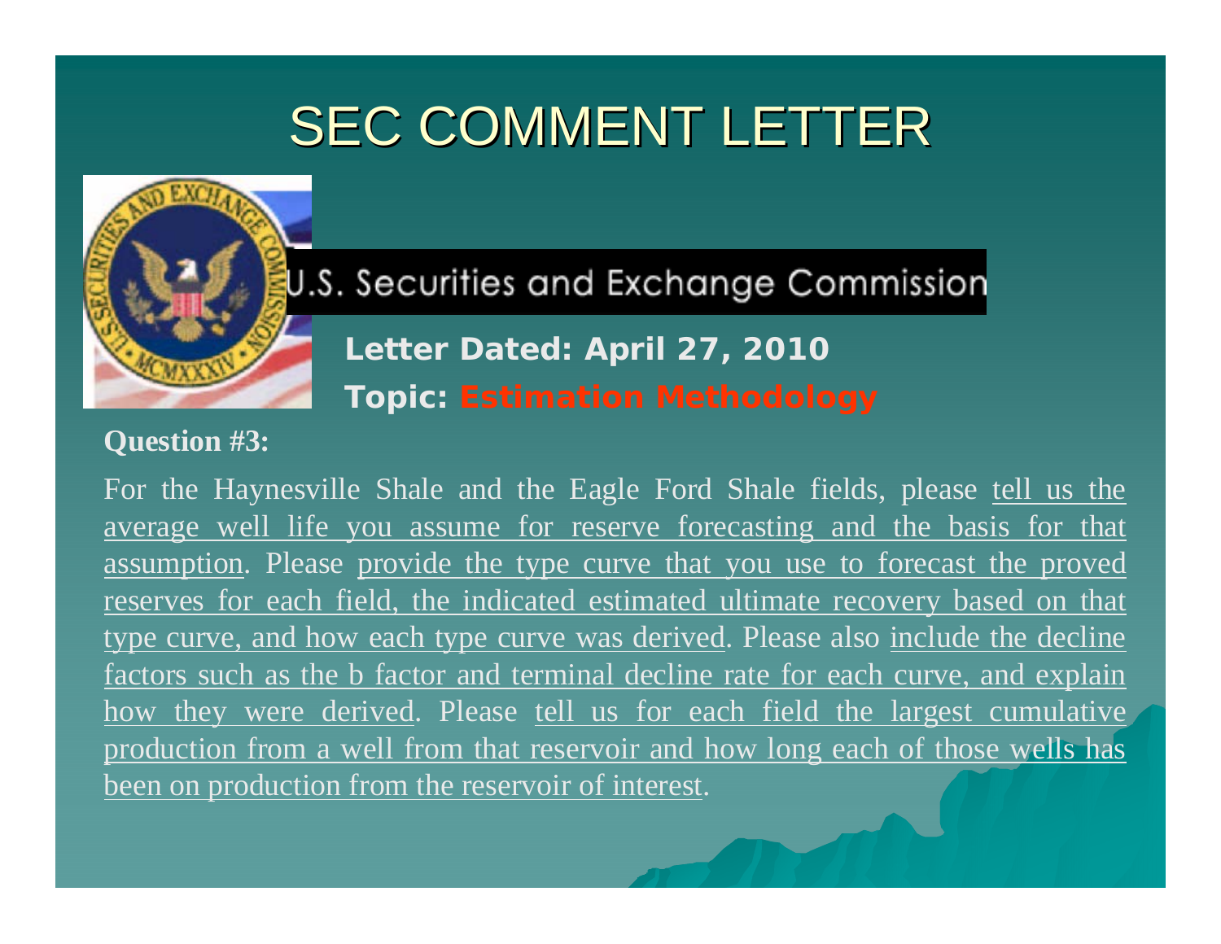# SEC COMMENT LETTER

U.S. Securities and Exchange Commission

**Letter Dated: April 27, 2010**

**Topic: Estimation Methodology**

**Question #3:**

For the Haynesville Shale and the Eagle Ford Shale fields, please tell us the average well life you assume for reserve forecasting and the basis for that assumption. Please provide the type curve that you use to forecast the proved reserves for each field, the indicated estimated ultimate recovery based on that type curve, and how each type curve was derived. Please also include the decline factors such as the b factor and terminal decline rate for each curve, and explain how they were derived. Please tell us for each field the largest cumulative production from a well from that reservoir and how long each of those wells has been on production from the reservoir of interest.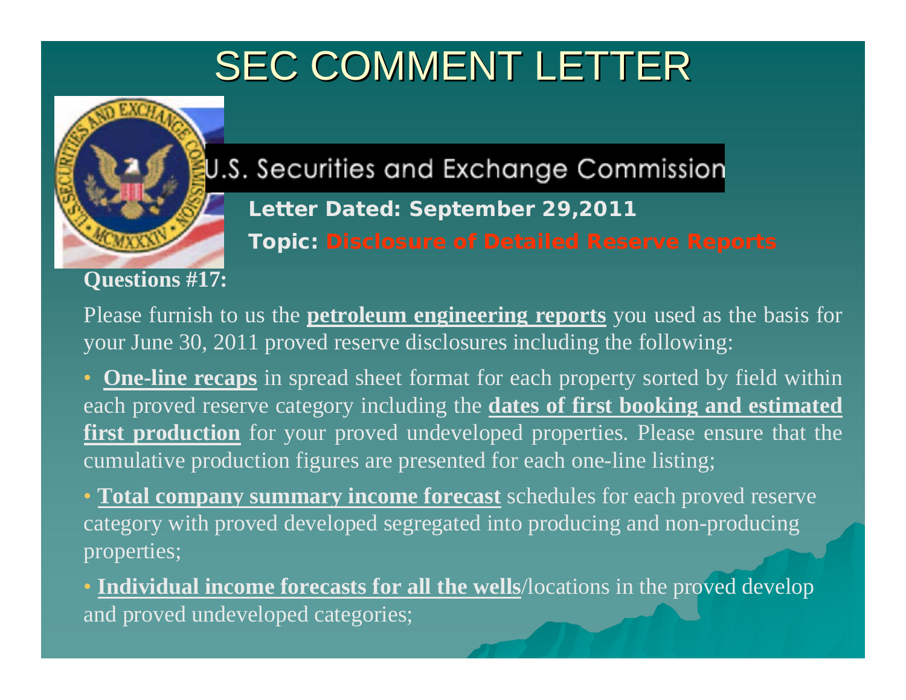# SEC COMMENT LETTER

U.S. Securities and Exchange Commission

**Letter Dated: September 29,2011**

**Topic: Disclosure of Detailed Reserve Reports**

**Questions #17:**

Please furnish to us the **petroleum engineering reports** you used as the basis for your June 30, 2011 proved reserve disclosures including the following:

- **One-line recaps** in spread sheet format for each property sorted by field within each proved reserve category including the **dates of first booking and estimated first production** for your proved undeveloped properties. Please ensure that the cumulative production figures are presented for each one-line listing;
- **Total company summary income forecast** schedules for each proved reserve category with proved developed segregated into producing and non-producing properties;
- **Individual income forecasts for all the wells**/locations in the proved develop and proved undeveloped categories;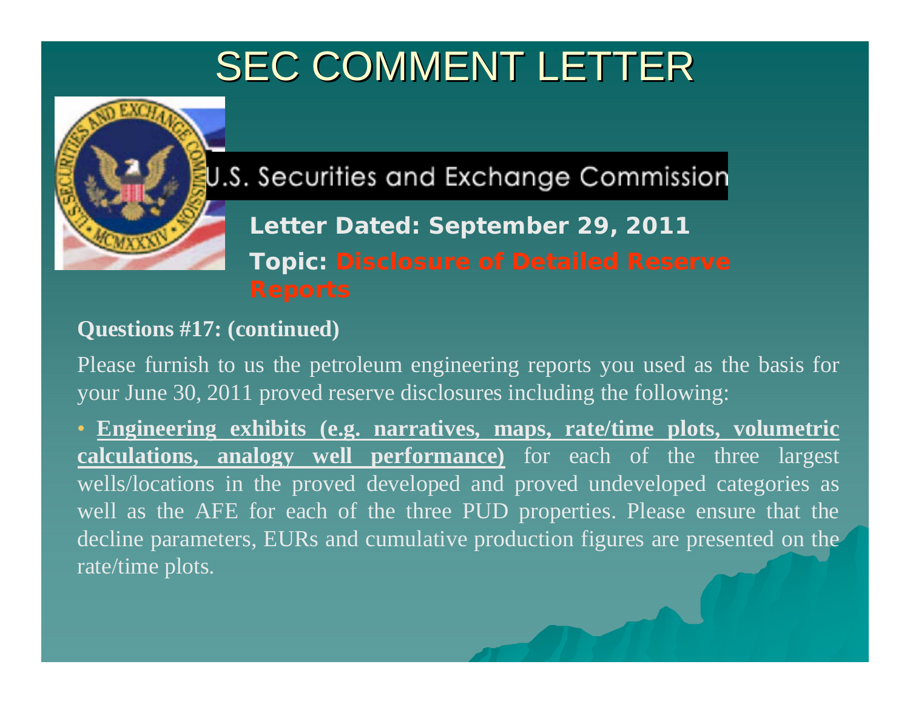# SEC COMMENT LETTER

U.S. Securities and Exchange Commission

**Letter Dated: September 29, 2011**

**Topic: Disclosure of Detailed Reserve Reports**

**Questions #17: (continued)**

Please furnish to us the petroleum engineering reports you used as the basis for your June 30, 2011 proved reserve disclosures including the following:

- **Engineering exhibits (e.g. narratives, maps, rate/time plots, volumetric calculations, analogy well performance)** for each of the three largest wells/locations in the proved developed and proved undeveloped categories as well as the AFE for each of the three PUD properties. Please ensure that the decline parameters, EURs and cumulative production figures are presented on the rate/time plots.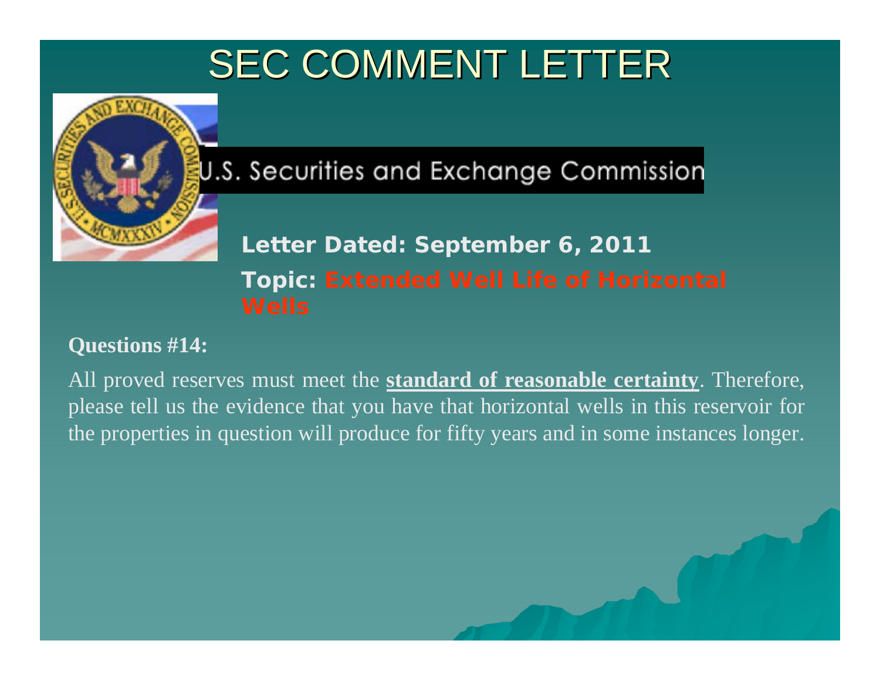# SEC COMMENT LETTER

U.S. Securities and Exchange Commission

**Letter Dated: September 6, 2011**

**Topic: Extended Well Life of Horizontal Wells**

**Questions #14:**

All proved reserves must meet the **standard of reasonable certainty**. Therefore, please tell us the evidence that you have that horizontal wells in this reservoir for the properties in question will produce for fifty years and in some instances longer.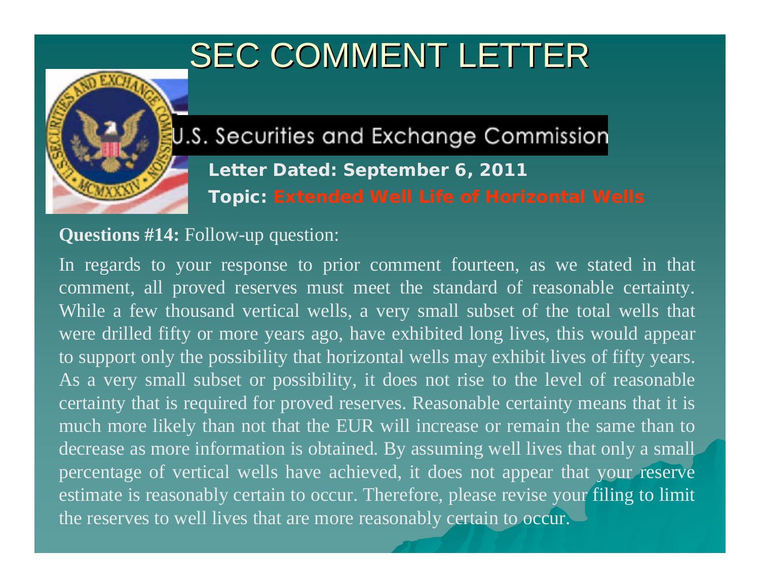# SEC COMMENT LETTER

U.S. Securities and Exchange Commission

**Letter Dated: September 6, 2011**

**Topic: Extended Well Life of Horizontal Wells**

**Questions #14:** Follow-up question:

In regards to your response to prior comment fourteen, as we stated in that comment, all proved reserves must meet the standard of reasonable certainty. While a few thousand vertical wells, a very small subset of the total wells that were drilled fifty or more years ago, have exhibited long lives, this would appear to support only the possibility that horizontal wells may exhibit lives of fifty years. As a very small subset or possibility, it does not rise to the level of reasonable certainty that is required for proved reserves. Reasonable certainty means that it is much more likely than not that the EUR will increase or remain the same than to decrease as more information is obtained. By assuming well lives that only a small percentage of vertical wells have achieved, it does not appear that your reserve estimate is reasonably certain to occur. Therefore, please revise your filing to limit the reserves to well lives that are more reasonably certain to occur.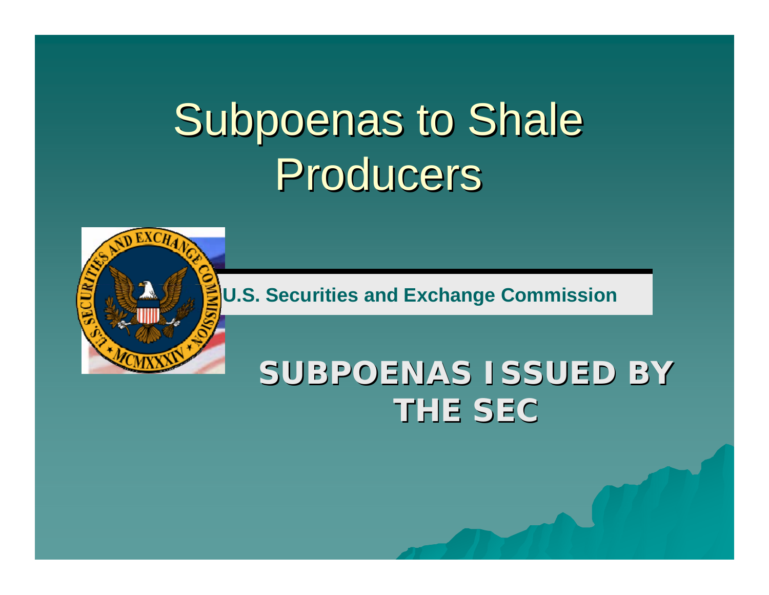# Subpoenas to Shale Producers

U.S. Securities and Exchange Commission

**SUBPOENAS ISSUED BY THE SEC**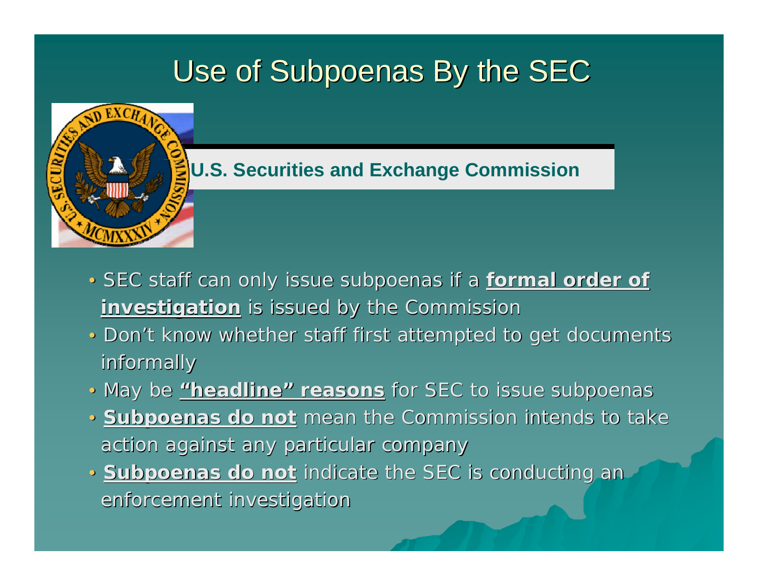# Use of Subpoenas By the SEC

**U.S. Securities and Exchange Commission**

- SEC staff can only issue subpoenas if a **formal order of investigation** is issued by the Commission
- Don't know whether staff first attempted to get documents informally
- May be **"headline" reasons** for SEC to issue subpoenas
- **Subpoenas do not** mean the Commission intends to take action against any particular company
- **Subpoenas do not** indicate the SEC is conducting an enforcement investigation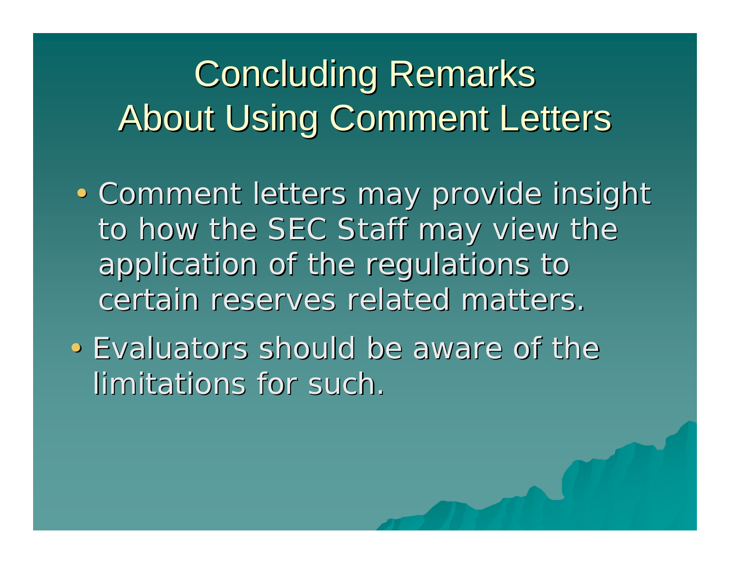# Concluding Remarks About Using Comment Letters

- Comment letters may provide insight to how the SEC Staff may view the application of the regulations to certain reserves related matters.
- Evaluators should be aware of the limitations for such.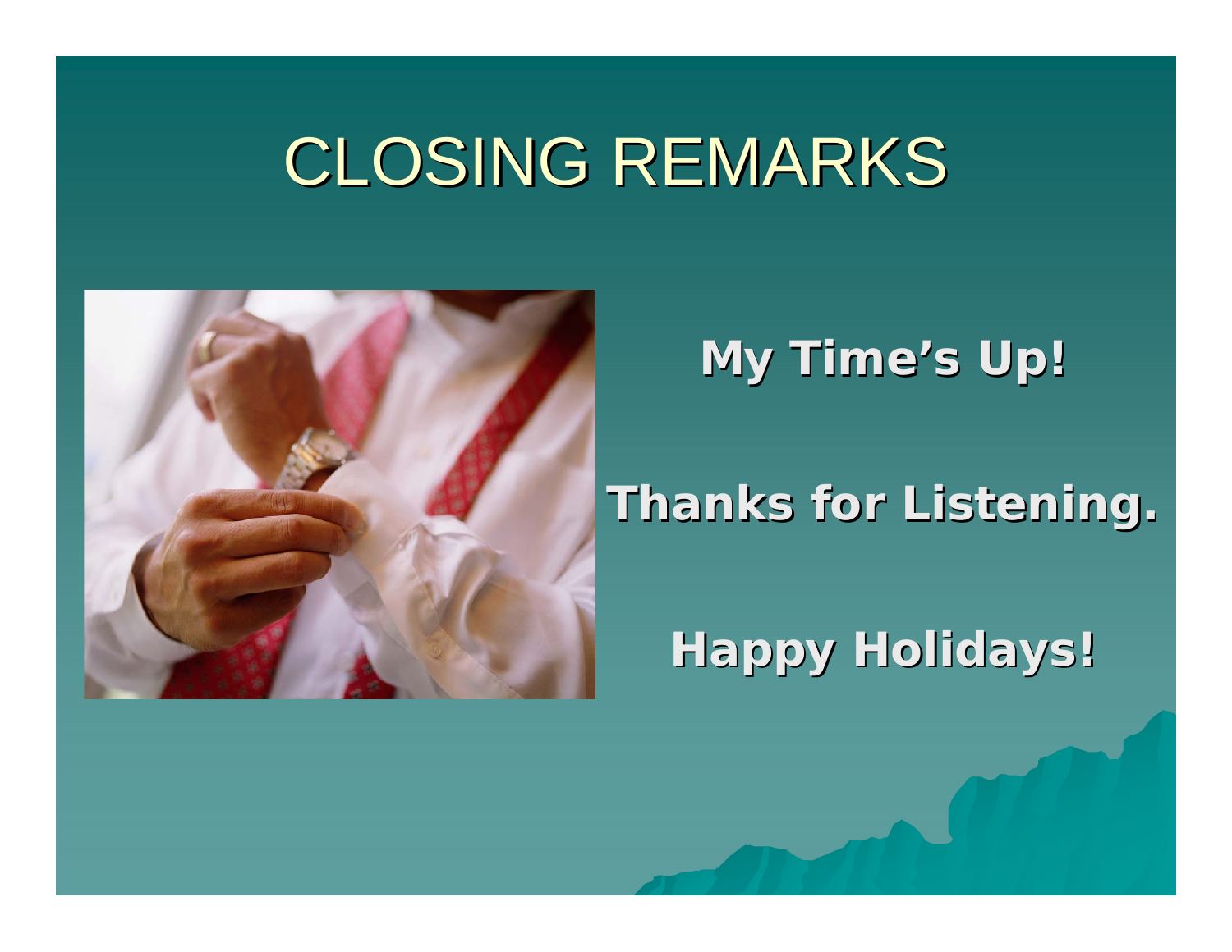# CLOSING REMARKS

**My Time's Up!**

**Thanks for Listening.**

**Happy Holidays!**